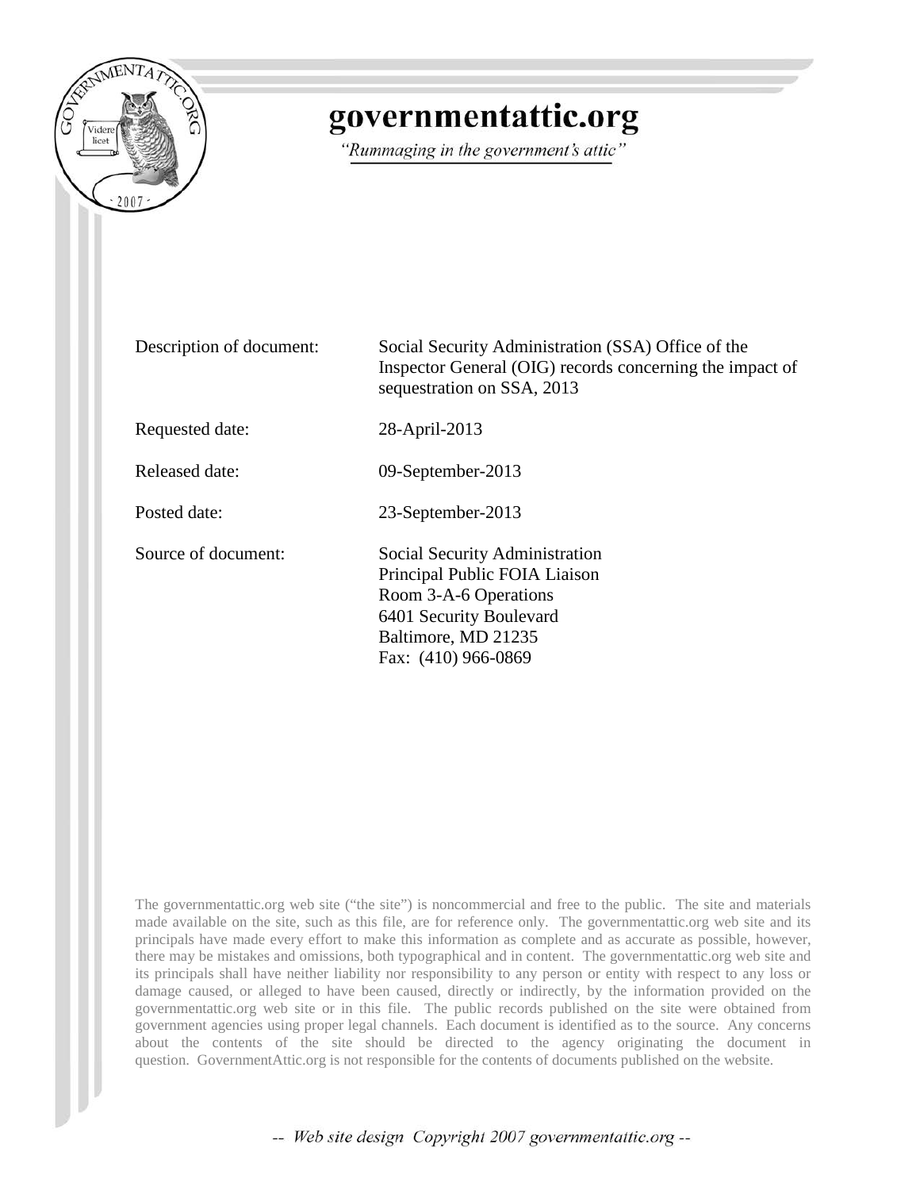# governmentattic.org

*"Rummaging in the government's attic"*

| | |
|---|---|
| Description of document: | Social Security Administration (SSA) Office of the Inspector General (OIG) records concerning the impact of sequestration on SSA, 2013 |
| Requested date: | 28-April-2013 |
| Released date: | 09-September-2013 |
| Posted date: | 23-September-2013 |
| Source of document: | Social Security Administration<br>Principal Public FOIA Liaison<br>Room 3-A-6 Operations<br>6401 Security Boulevard<br>Baltimore, MD 21235<br>Fax: (410) 966-0869 |

The governmentattic.org web site ("the site") is noncommercial and free to the public. The site and materials made available on the site, such as this file, are for reference only. The governmentattic.org web site and its principals have made every effort to make this information as complete and as accurate as possible, however, there may be mistakes and omissions, both typographical and in content. The governmentattic.org web site and its principals shall have neither liability nor responsibility to any person or entity with respect to any loss or damage caused, or alleged to have been caused, directly or indirectly, by the information provided on the governmentattic.org web site or in this file. The public records published on the site were obtained from government agencies using proper legal channels. Each document is identified as to the source. Any concerns about the contents of the site should be directed to the agency originating the document in question. GovernmentAttic.org is not responsible for the contents of documents published on the website.

-- Web site design Copyright 2007 governmentattic.org --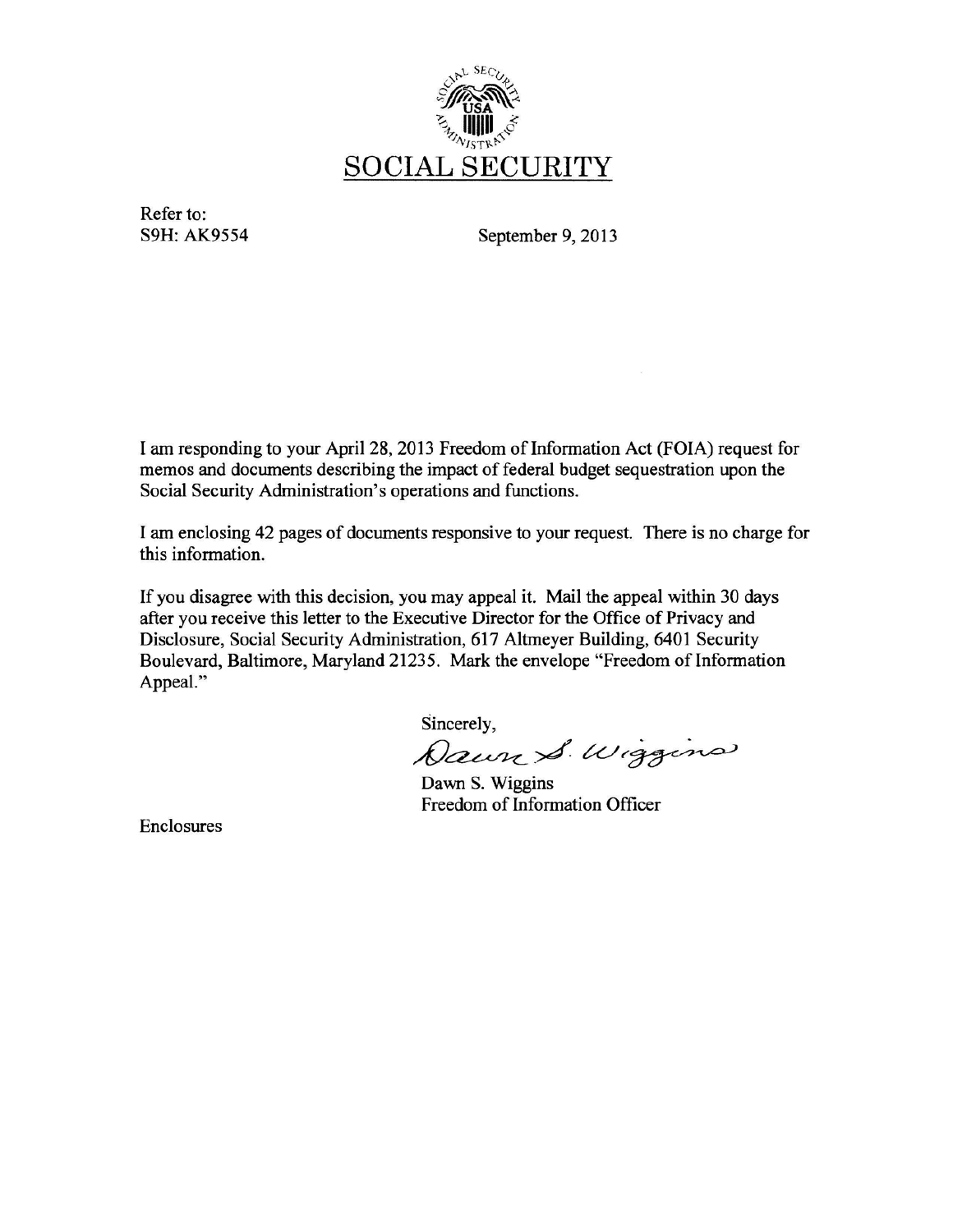# SOCIAL SECURITY

Refer to:
S9H: AK9554

September 9, 2013

I am responding to your April 28, 2013 Freedom of Information Act (FOIA) request for memos and documents describing the impact of federal budget sequestration upon the Social Security Administration's operations and functions.

I am enclosing 42 pages of documents responsive to your request. There is no charge for this information.

If you disagree with this decision, you may appeal it. Mail the appeal within 30 days after you receive this letter to the Executive Director for the Office of Privacy and Disclosure, Social Security Administration, 617 Altmeyer Building, 6401 Security Boulevard, Baltimore, Maryland 21235. Mark the envelope "Freedom of Information Appeal."

Sincerely,

Dawn S. Wiggins

Dawn S. Wiggins
Freedom of Information Officer

Enclosures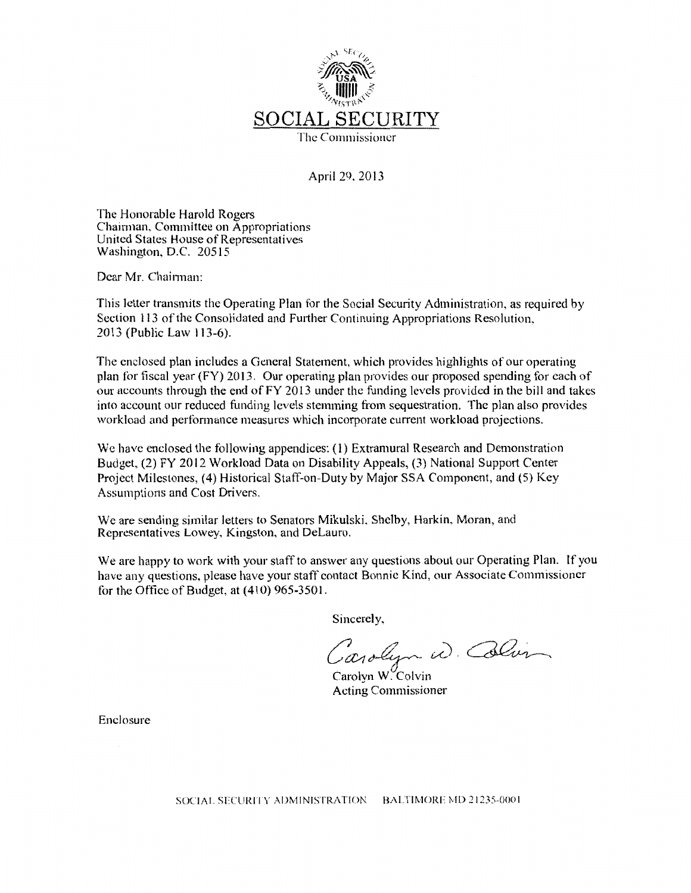# SOCIAL SECURITY

The Commissioner

April 29, 2013

The Honorable Harold Rogers
Chairman, Committee on Appropriations
United States House of Representatives
Washington, D.C. 20515

Dear Mr. Chairman:

This letter transmits the Operating Plan for the Social Security Administration, as required by Section 113 of the Consolidated and Further Continuing Appropriations Resolution, 2013 (Public Law 113-6).

The enclosed plan includes a General Statement, which provides highlights of our operating plan for fiscal year (FY) 2013. Our operating plan provides our proposed spending for each of our accounts through the end of FY 2013 under the funding levels provided in the bill and takes into account our reduced funding levels stemming from sequestration. The plan also provides workload and performance measures which incorporate current workload projections.

We have enclosed the following appendices: (1) Extramural Research and Demonstration Budget, (2) FY 2012 Workload Data on Disability Appeals, (3) National Support Center Project Milestones, (4) Historical Staff-on-Duty by Major SSA Component, and (5) Key Assumptions and Cost Drivers.

We are sending similar letters to Senators Mikulski, Shelby, Harkin, Moran, and Representatives Lowey, Kingston, and DeLauro.

We are happy to work with your staff to answer any questions about our Operating Plan. If you have any questions, please have your staff contact Bonnie Kind, our Associate Commissioner for the Office of Budget, at (410) 965-3501.

Sincerely,

Carolyn W. Colvin
Acting Commissioner

Enclosure

SOCIAL SECURITY ADMINISTRATION BALTIMORE MD 21235-0001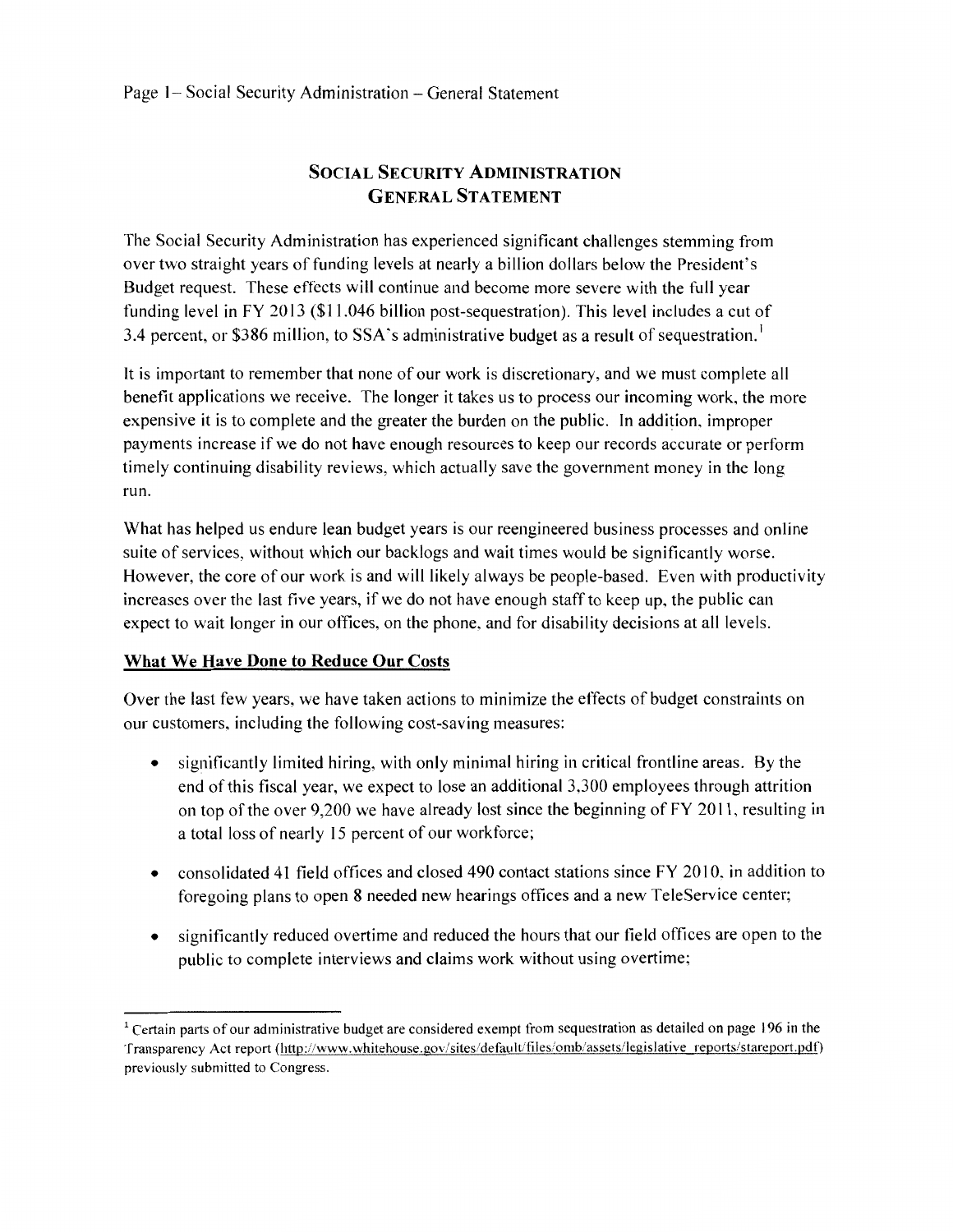# SOCIAL SECURITY ADMINISTRATION
# GENERAL STATEMENT

The Social Security Administration has experienced significant challenges stemming from over two straight years of funding levels at nearly a billion dollars below the President's Budget request. These effects will continue and become more severe with the full year funding level in FY 2013 ($11.046 billion post-sequestration). This level includes a cut of 3.4 percent, or $386 million, to SSA's administrative budget as a result of sequestration.[1]

It is important to remember that none of our work is discretionary, and we must complete all benefit applications we receive. The longer it takes us to process our incoming work, the more expensive it is to complete and the greater the burden on the public. In addition, improper payments increase if we do not have enough resources to keep our records accurate or perform timely continuing disability reviews, which actually save the government money in the long run.

What has helped us endure lean budget years is our reengineered business processes and online suite of services, without which our backlogs and wait times would be significantly worse. However, the core of our work is and will likely always be people-based. Even with productivity increases over the last five years, if we do not have enough staff to keep up, the public can expect to wait longer in our offices, on the phone, and for disability decisions at all levels.

## What We Have Done to Reduce Our Costs

Over the last few years, we have taken actions to minimize the effects of budget constraints on our customers, including the following cost-saving measures:

- significantly limited hiring, with only minimal hiring in critical frontline areas. By the end of this fiscal year, we expect to lose an additional 3,300 employees through attrition on top of the over 9,200 we have already lost since the beginning of FY 2011, resulting in a total loss of nearly 15 percent of our workforce;
- consolidated 41 field offices and closed 490 contact stations since FY 2010, in addition to foregoing plans to open 8 needed new hearings offices and a new TeleService center;
- significantly reduced overtime and reduced the hours that our field offices are open to the public to complete interviews and claims work without using overtime;

[1] Certain parts of our administrative budget are considered exempt from sequestration as detailed on page 196 in the Transparency Act report (http://www.whitehouse.gov/sites/default/files/omb/assets/legislative_reports/stareport.pdf) previously submitted to Congress.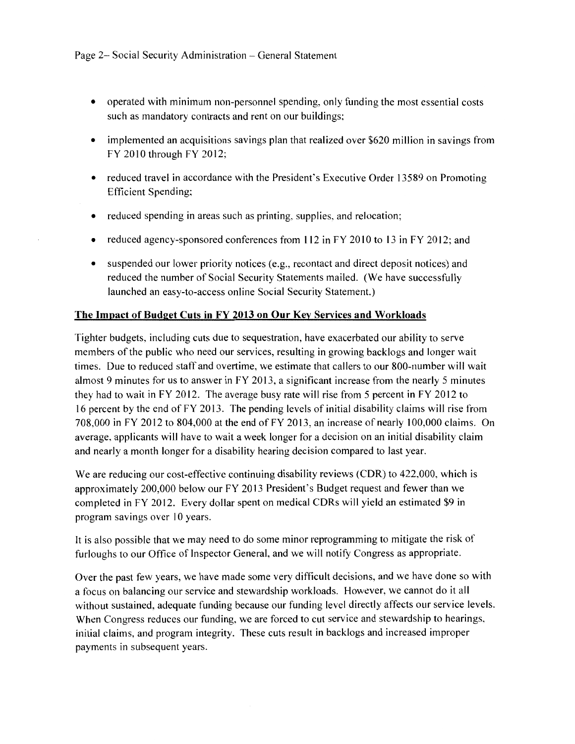- operated with minimum non-personnel spending, only funding the most essential costs such as mandatory contracts and rent on our buildings;
- implemented an acquisitions savings plan that realized over $620 million in savings from FY 2010 through FY 2012;
- reduced travel in accordance with the President's Executive Order 13589 on Promoting Efficient Spending;
- reduced spending in areas such as printing, supplies, and relocation;
- reduced agency-sponsored conferences from 112 in FY 2010 to 13 in FY 2012; and
- suspended our lower priority notices (e.g., recontact and direct deposit notices) and reduced the number of Social Security Statements mailed. (We have successfully launched an easy-to-access online Social Security Statement.)

**The Impact of Budget Cuts in FY 2013 on Our Key Services and Workloads**

Tighter budgets, including cuts due to sequestration, have exacerbated our ability to serve members of the public who need our services, resulting in growing backlogs and longer wait times. Due to reduced staff and overtime, we estimate that callers to our 800-number will wait almost 9 minutes for us to answer in FY 2013, a significant increase from the nearly 5 minutes they had to wait in FY 2012. The average busy rate will rise from 5 percent in FY 2012 to 16 percent by the end of FY 2013. The pending levels of initial disability claims will rise from 708,000 in FY 2012 to 804,000 at the end of FY 2013, an increase of nearly 100,000 claims. On average, applicants will have to wait a week longer for a decision on an initial disability claim and nearly a month longer for a disability hearing decision compared to last year.

We are reducing our cost-effective continuing disability reviews (CDR) to 422,000, which is approximately 200,000 below our FY 2013 President's Budget request and fewer than we completed in FY 2012. Every dollar spent on medical CDRs will yield an estimated $9 in program savings over 10 years.

It is also possible that we may need to do some minor reprogramming to mitigate the risk of furloughs to our Office of Inspector General, and we will notify Congress as appropriate.

Over the past few years, we have made some very difficult decisions, and we have done so with a focus on balancing our service and stewardship workloads. However, we cannot do it all without sustained, adequate funding because our funding level directly affects our service levels. When Congress reduces our funding, we are forced to cut service and stewardship to hearings, initial claims, and program integrity. These cuts result in backlogs and increased improper payments in subsequent years.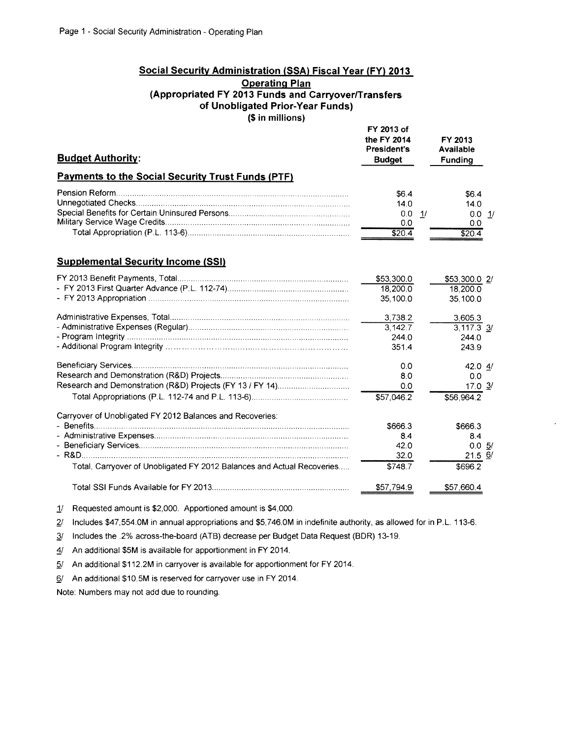## Social Security Administration (SSA) Fiscal Year (FY) 2013 Operating Plan

### (Appropriated FY 2013 Funds and Carryover/Transfers of Unobligated Prior-Year Funds)

**($ in millions)**

| **Budget Authority:** | FY 2013 of the FY 2014 President's Budget | FY 2013 Available Funding |
|---|---|---|
| **Payments to the Social Security Trust Funds (PTF)** | | |
| Pension Reform | $6.4 | $6.4 |
| Unnegotiated Checks | 14.0 | 14.0 |
| Special Benefits for Certain Uninsured Persons | 0.0 1/ | 0.0 1/ |
| Military Service Wage Credits | 0.0 | 0.0 |
| Total Appropriation (P.L. 113-6) | $20.4 | $20.4 |
| **Supplemental Security Income (SSI)** | | |
| FY 2013 Benefit Payments, Total | $53,300.0 | $53,300.0 2/ |
| - FY 2013 First Quarter Advance (P.L. 112-74) | 18,200.0 | 18,200.0 |
| - FY 2013 Appropriation | 35,100.0 | 35,100.0 |
| Administrative Expenses, Total | 3,738.2 | 3,605.3 |
| - Administrative Expenses (Regular) | 3,142.7 | 3,117.3 3/ |
| - Program Integrity | 244.0 | 244.0 |
| - Additional Program Integrity | 351.4 | 243.9 |
| Beneficiary Services | 0.0 | 42.0 4/ |
| Research and Demonstration (R&D) Projects | 8.0 | 0.0 |
| Research and Demonstration (R&D) Projects (FY 13 / FY 14) | 0.0 | 17.0 3/ |
| Total Appropriations (P.L. 112-74 and P.L. 113-6) | $57,046.2 | $56,964.2 |
| Carryover of Unobligated FY 2012 Balances and Recoveries: | | |
| - Benefits | $666.3 | $666.3 |
| - Administrative Expenses | 8.4 | 8.4 |
| - Beneficiary Services | 42.0 | 0.0 5/ |
| - R&D | 32.0 | 21.5 6/ |
| Total, Carryover of Unobligated FY 2012 Balances and Actual Recoveries | $748.7 | $696.2 |
| Total SSI Funds Available for FY 2013 | $57,794.9 | $57,660.4 |

1/ Requested amount is $2,000. Apportioned amount is $4,000.

2/ Includes $47,554.0M in annual appropriations and $5,746.0M in indefinite authority, as allowed for in P.L. 113-6.

3/ Includes the .2% across-the-board (ATB) decrease per Budget Data Request (BDR) 13-19.

4/ An additional $5M is available for apportionment in FY 2014.

5/ An additional $112.2M in carryover is available for apportionment for FY 2014.

6/ An additional $10.5M is reserved for carryover use in FY 2014.

Note: Numbers may not add due to rounding.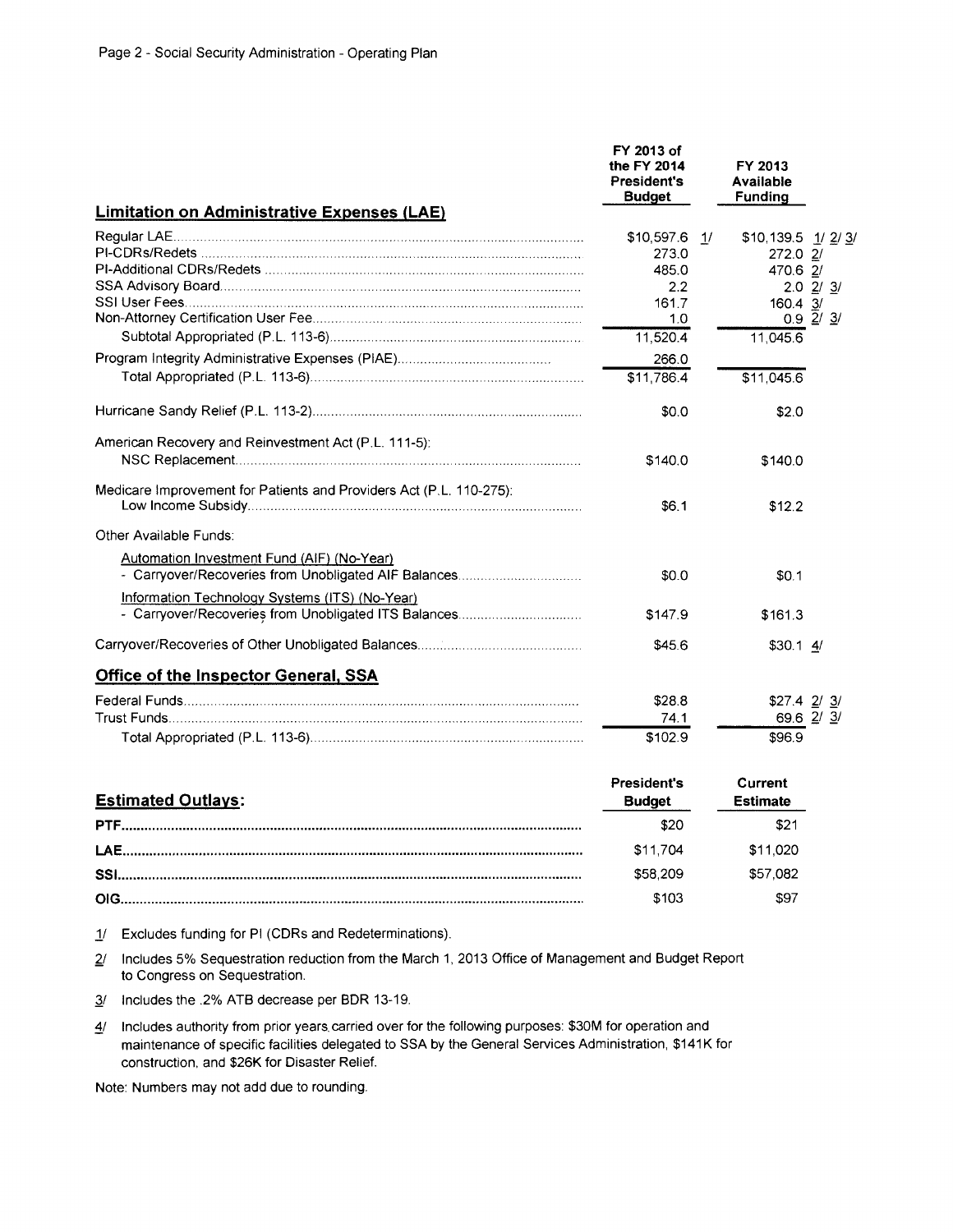| Limitation on Administrative Expenses (LAE) | FY 2013 of the FY 2014 President's Budget | FY 2013 Available Funding |
|---|---|---|
| Regular LAE | $10,597.6 1/ | $10,139.5 1/ 2/ 3/ |
| PI-CDRs/Redets | 273.0 | 272.0 2/ |
| PI-Additional CDRs/Redets | 485.0 | 470.6 2/ |
| SSA Advisory Board | 2.2 | 2.0 2/ 3/ |
| SSI User Fees | 161.7 | 160.4 3/ |
| Non-Attorney Certification User Fee | 1.0 | 0.9 2/ 3/ |
| Subtotal Appropriated (P.L. 113-6) | 11,520.4 | 11,045.6 |
| Program Integrity Administrative Expenses (PIAE) | 266.0 | |
| Total Appropriated (P.L. 113-6) | $11,786.4 | $11,045.6 |
| Hurricane Sandy Relief (P.L. 113-2) | $0.0 | $2.0 |
| American Recovery and Reinvestment Act (P.L. 111-5): NSC Replacement | $140.0 | $140.0 |
| Medicare Improvement for Patients and Providers Act (P.L. 110-275): Low Income Subsidy | $6.1 | $12.2 |
| Other Available Funds: | | |
| Automation Investment Fund (AIF) (No-Year) - Carryover/Recoveries from Unobligated AIF Balances | $0.0 | $0.1 |
| Information Technology Systems (ITS) (No-Year) - Carryover/Recoveries from Unobligated ITS Balances | $147.9 | $161.3 |
| Carryover/Recoveries of Other Unobligated Balances | $45.6 | $30.1 4/ |
| **Office of the Inspector General, SSA** | | |
| Federal Funds | $28.8 | $27.4 2/ 3/ |
| Trust Funds | 74.1 | 69.6 2/ 3/ |
| Total Appropriated (P.L. 113-6) | $102.9 | $96.9 |

| Estimated Outlays: | President's Budget | Current Estimate |
|---|---|---|
| **PTF** | $20 | $21 |
| **LAE** | $11,704 | $11,020 |
| **SSI** | $58,209 | $57,082 |
| **OIG** | $103 | $97 |

1/ Excludes funding for PI (CDRs and Redeterminations).

2/ Includes 5% Sequestration reduction from the March 1, 2013 Office of Management and Budget Report to Congress on Sequestration.

3/ Includes the .2% ATB decrease per BDR 13-19.

4/ Includes authority from prior years carried over for the following purposes: $30M for operation and maintenance of specific facilities delegated to SSA by the General Services Administration, $141K for construction, and $26K for Disaster Relief.

Note: Numbers may not add due to rounding.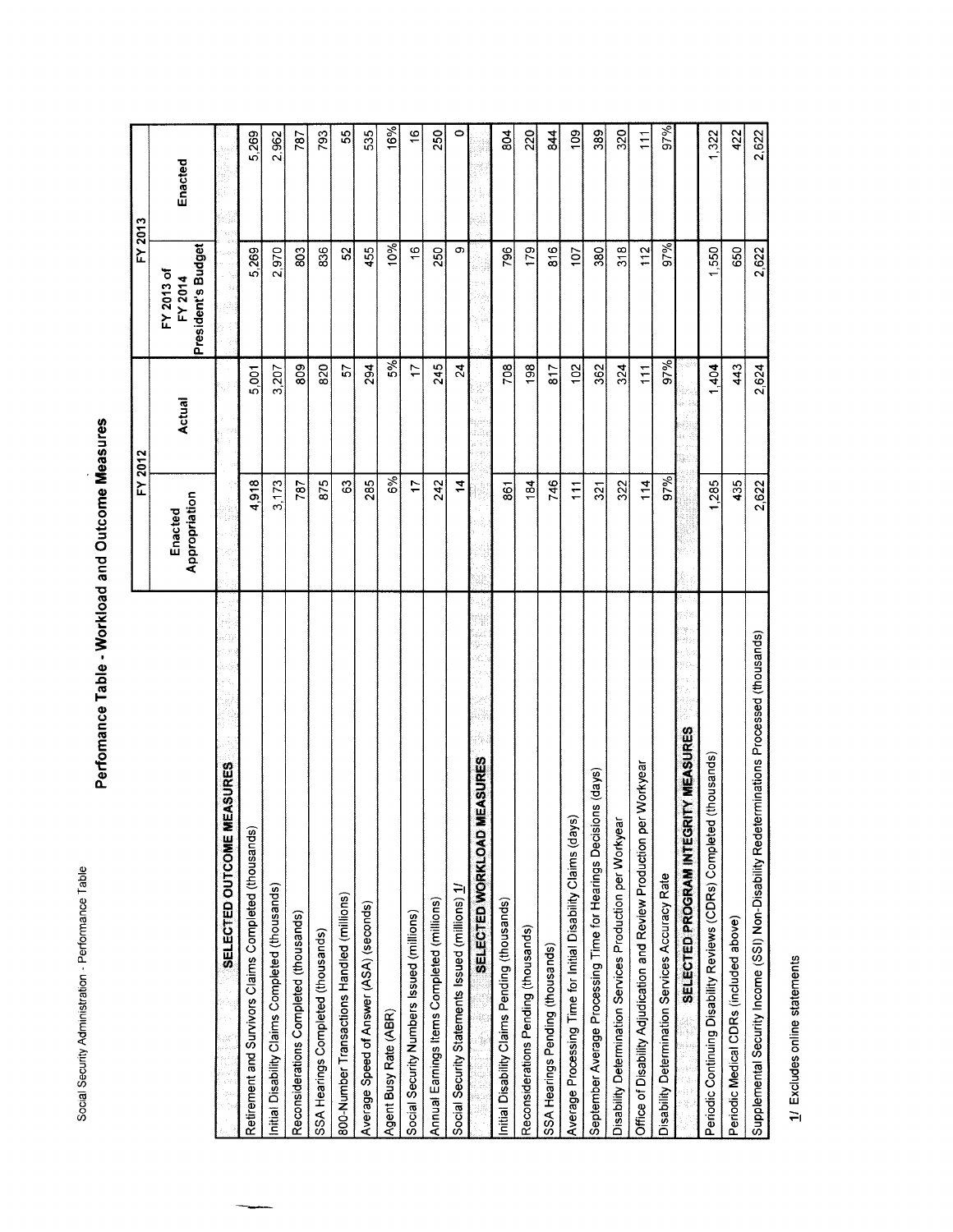# Perfomance Table - Workload and Outcome Measures

| | FY 2012 | | FY 2013 | |
|---|---|---|---|---|
| | Enacted Appropriation | Actual | FY 2013 of FY 2014 President's Budget | Enacted |
| **SELECTED OUTCOME MEASURES** | | | | |
| Retirement and Survivors Claims Completed (thousands) | 4,918 | 5,001 | 5,269 | 5,269 |
| Initial Disability Claims Completed (thousands) | 3,173 | 3,207 | 2,970 | 2,962 |
| Reconsiderations Completed (thousands) | 787 | 809 | 803 | 787 |
| SSA Hearings Completed (thousands) | 875 | 820 | 836 | 793 |
| 800-Number Transactions Handled (millions) | 63 | 57 | 52 | 55 |
| Average Speed of Answer (ASA) (seconds) | 285 | 294 | 455 | 535 |
| Agent Busy Rate (ABR) | 6% | 5% | 10% | 16% |
| Social Security Numbers Issued (millions) | 17 | 17 | 16 | 16 |
| Annual Earnings Items Completed (millions) | 242 | 245 | 250 | 250 |
| Social Security Statements Issued (millions) 1/ | 14 | 24 | 9 | 0 |
| **SELECTED WORKLOAD MEASURES** | | | | |
| Initial Disability Claims Pending (thousands) | 861 | 708 | 796 | 804 |
| Reconsiderations Pending (thousands) | 184 | 198 | 179 | 220 |
| SSA Hearings Pending (thousands) | 746 | 817 | 816 | 844 |
| Average Processing Time for Initial Disability Claims (days) | 111 | 102 | 107 | 109 |
| September Average Processing Time for Hearings Decisions (days) | 321 | 362 | 380 | 389 |
| Disability Determination Services Production per Workyear | 322 | 324 | 318 | 320 |
| Office of Disability Adjudication and Review Production per Workyear | 114 | 111 | 112 | 111 |
| Disability Determination Services Accuracy Rate | 97% | 97% | 97% | 97% |
| **SELECTED PROGRAM INTEGRITY MEASURES** | | | | |
| Periodic Continuing Disability Reviews (CDRs) Completed (thousands) | 1,285 | 1,404 | 1,550 | 1,322 |
| Periodic Medical CDRs (included above) | 435 | 443 | 650 | 422 |
| Supplemental Security Income (SSI) Non-Disability Redeterminations Processed (thousands) | 2,622 | 2,624 | 2,622 | 2,622 |

1/ Excludes online statements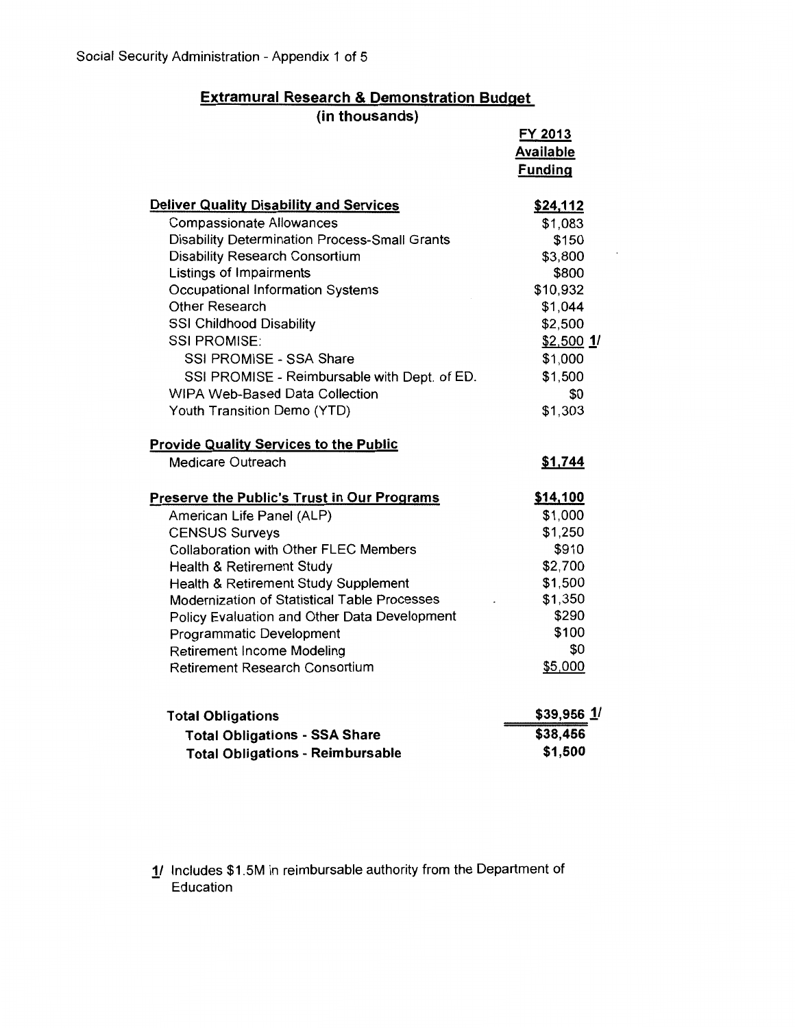Social Security Administration - Appendix 1 of 5

## Extramural Research & Demonstration Budget
**(in thousands)**

| | FY 2013 Available Funding |
|---|---|
| **Deliver Quality Disability and Services** | **$24,112** |
| Compassionate Allowances | $1,083 |
| Disability Determination Process-Small Grants | $150 |
| Disability Research Consortium | $3,800 |
| Listings of Impairments | $800 |
| Occupational Information Systems | $10,932 |
| Other Research | $1,044 |
| SSI Childhood Disability | $2,500 |
| SSI PROMISE: | $2,500 1/ |
| SSI PROMISE - SSA Share | $1,000 |
| SSI PROMISE - Reimbursable with Dept. of ED. | $1,500 |
| WIPA Web-Based Data Collection | $0 |
| Youth Transition Demo (YTD) | $1,303 |
| **Provide Quality Services to the Public** | |
| Medicare Outreach | **$1,744** |
| **Preserve the Public's Trust in Our Programs** | **$14,100** |
| American Life Panel (ALP) | $1,000 |
| CENSUS Surveys | $1,250 |
| Collaboration with Other FLEC Members | $910 |
| Health & Retirement Study | $2,700 |
| Health & Retirement Study Supplement | $1,500 |
| Modernization of Statistical Table Processes | $1,350 |
| Policy Evaluation and Other Data Development | $290 |
| Programmatic Development | $100 |
| Retirement Income Modeling | $0 |
| Retirement Research Consortium | $5,000 |
| **Total Obligations** | **$39,956 1/** |
| **Total Obligations - SSA Share** | **$38,456** |
| **Total Obligations - Reimbursable** | **$1,500** |

1/ Includes $1.5M in reimbursable authority from the Department of Education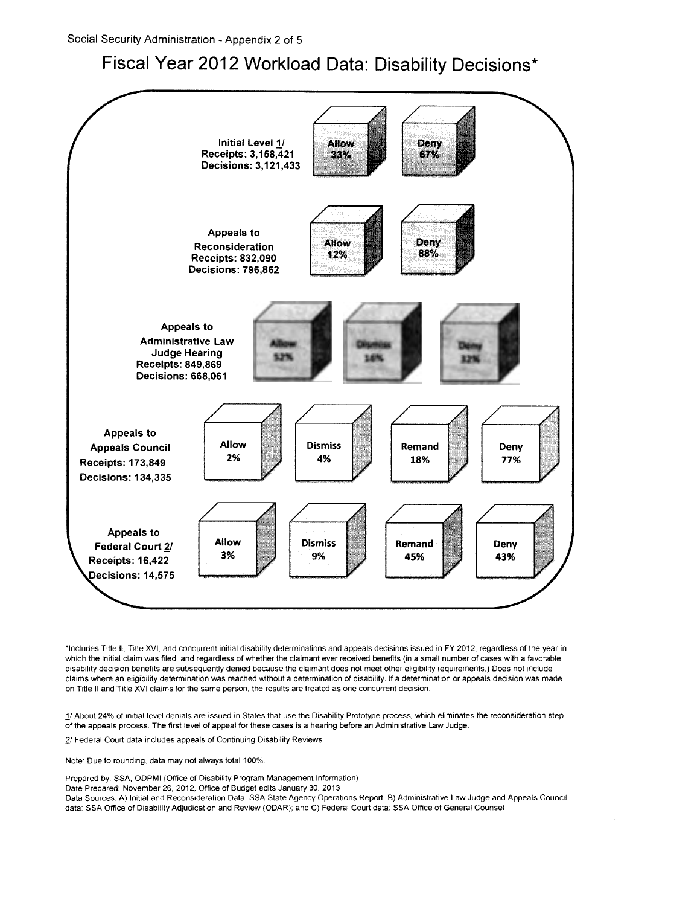Social Security Administration - Appendix 2 of 5

# Fiscal Year 2012 Workload Data: Disability Decisions*

Initial Level 1/
Receipts: 3,158,421
Decisions: 3,121,433

Allow 33%
Deny 67%

Appeals to Reconsideration
Receipts: 832,090
Decisions: 796,862

Allow 12%
Deny 88%

Appeals to Administrative Law Judge Hearing
Receipts: 849,869
Decisions: 668,061

Allow 52%
Dismiss 16%
Deny 32%

Appeals to Appeals Council
Receipts: 173,849
Decisions: 134,335

Allow 2%
Dismiss 4%
Remand 18%
Deny 77%

Appeals to Federal Court 2/
Receipts: 16,422
Decisions: 14,575

Allow 3%
Dismiss 9%
Remand 45%
Deny 43%

*Includes Title II, Title XVI, and concurrent initial disability determinations and appeals decisions issued in FY 2012, regardless of the year in which the initial claim was filed, and regardless of whether the claimant ever received benefits (in a small number of cases with a favorable disability decision benefits are subsequently denied because the claimant does not meet other eligibility requirements.) Does not include claims where an eligibility determination was reached without a determination of disability. If a determination or appeals decision was made on Title II and Title XVI claims for the same person, the results are treated as one concurrent decision.

1/ About 24% of initial level denials are issued in States that use the Disability Prototype process, which eliminates the reconsideration step of the appeals process. The first level of appeal for these cases is a hearing before an Administrative Law Judge.

2/ Federal Court data includes appeals of Continuing Disability Reviews.

Note: Due to rounding, data may not always total 100%.

Prepared by: SSA, ODPMI (Office of Disability Program Management Information)
Date Prepared: November 26, 2012, Office of Budget edits January 30, 2013
Data Sources: A) Initial and Reconsideration Data: SSA State Agency Operations Report; B) Administrative Law Judge and Appeals Council data: SSA Office of Disability Adjudication and Review (ODAR); and C) Federal Court data: SSA Office of General Counsel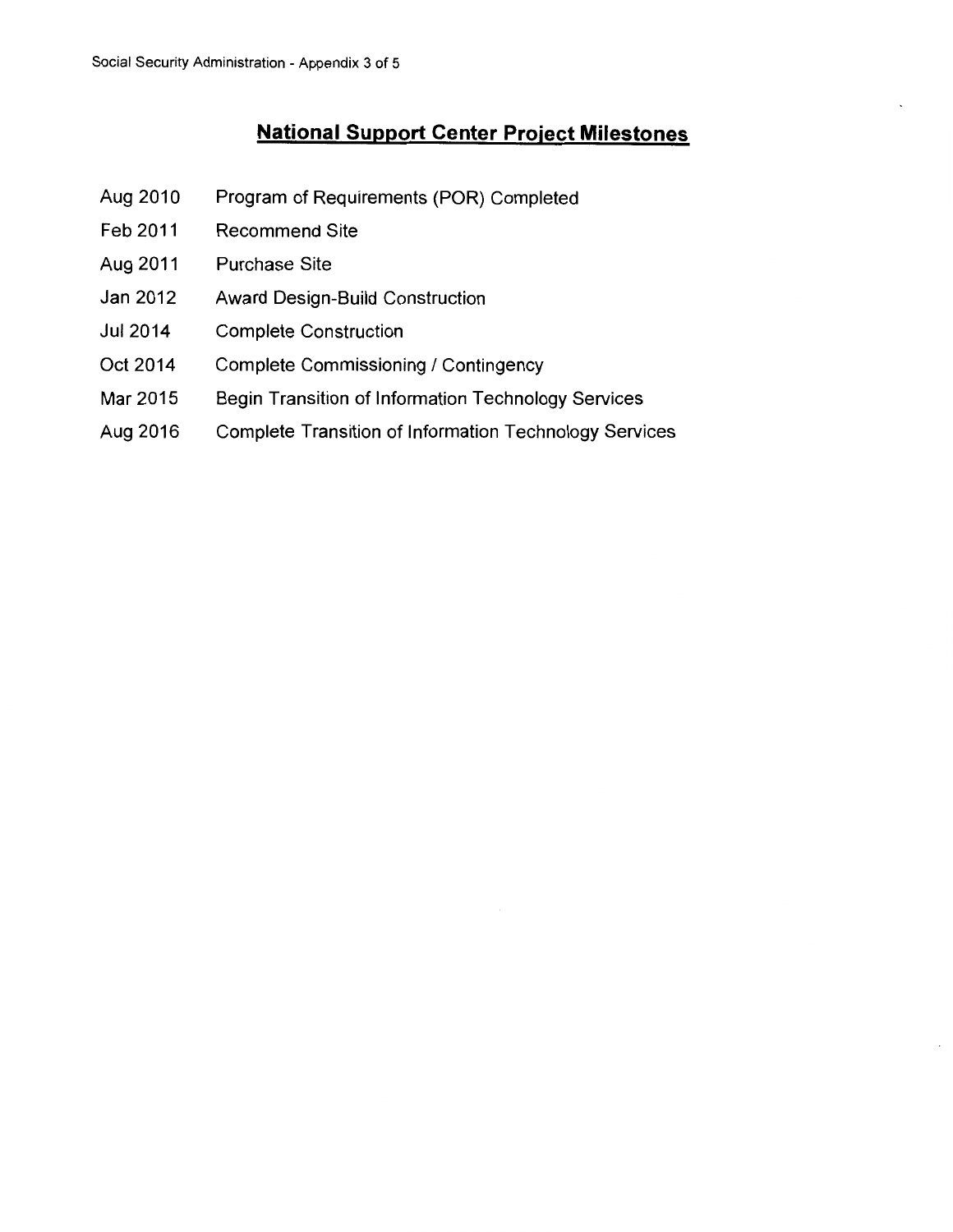Social Security Administration - Appendix 3 of 5

## National Support Center Project Milestones

| | |
|---|---|
| Aug 2010 | Program of Requirements (POR) Completed |
| Feb 2011 | Recommend Site |
| Aug 2011 | Purchase Site |
| Jan 2012 | Award Design-Build Construction |
| Jul 2014 | Complete Construction |
| Oct 2014 | Complete Commissioning / Contingency |
| Mar 2015 | Begin Transition of Information Technology Services |
| Aug 2016 | Complete Transition of Information Technology Services |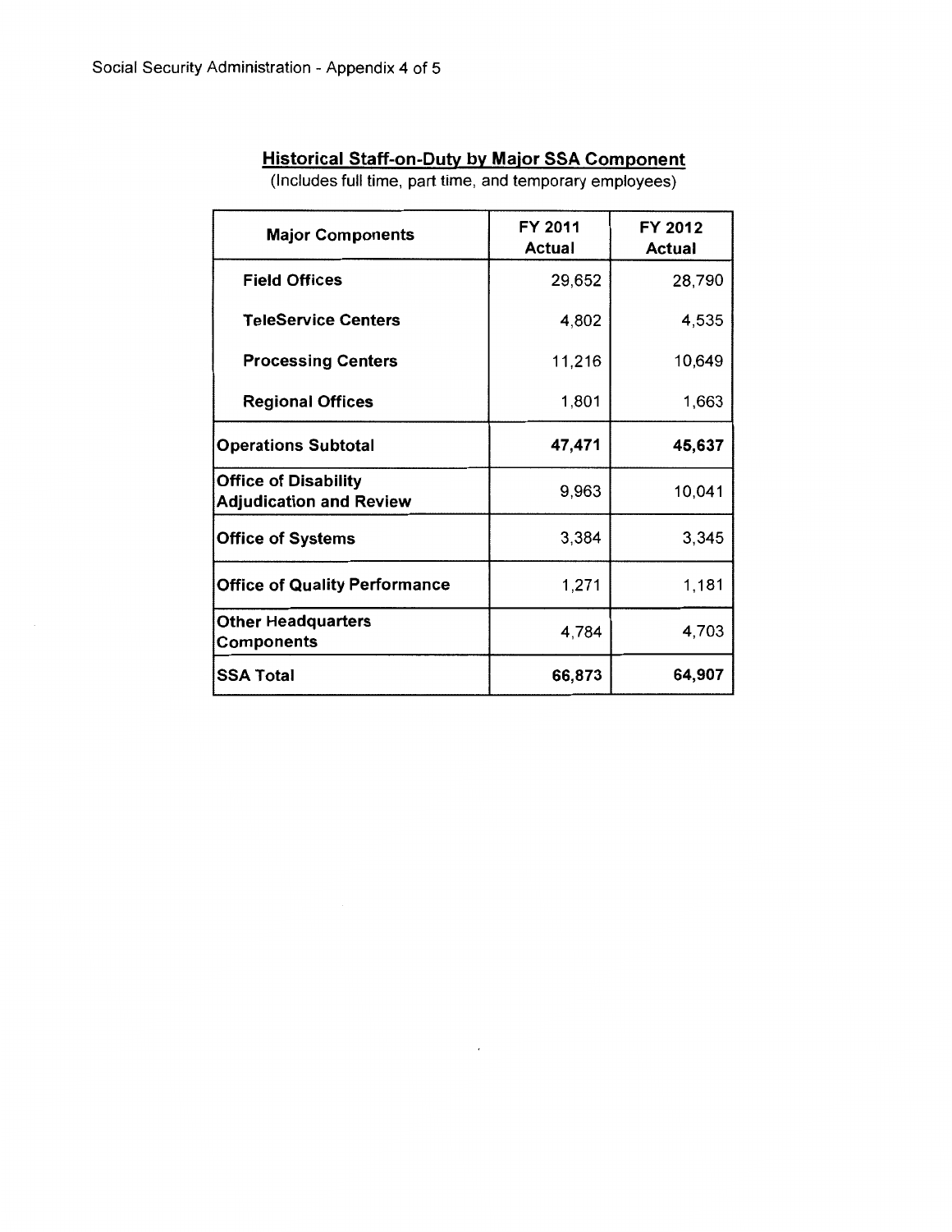## Historical Staff-on-Duty by Major SSA Component

(Includes full time, part time, and temporary employees)

| Major Components | FY 2011 Actual | FY 2012 Actual |
|---|---|---|
| **Field Offices** | 29,652 | 28,790 |
| **TeleService Centers** | 4,802 | 4,535 |
| **Processing Centers** | 11,216 | 10,649 |
| **Regional Offices** | 1,801 | 1,663 |
| **Operations Subtotal** | **47,471** | **45,637** |
| **Office of Disability Adjudication and Review** | 9,963 | 10,041 |
| **Office of Systems** | 3,384 | 3,345 |
| **Office of Quality Performance** | 1,271 | 1,181 |
| **Other Headquarters Components** | 4,784 | 4,703 |
| **SSA Total** | **66,873** | **64,907** |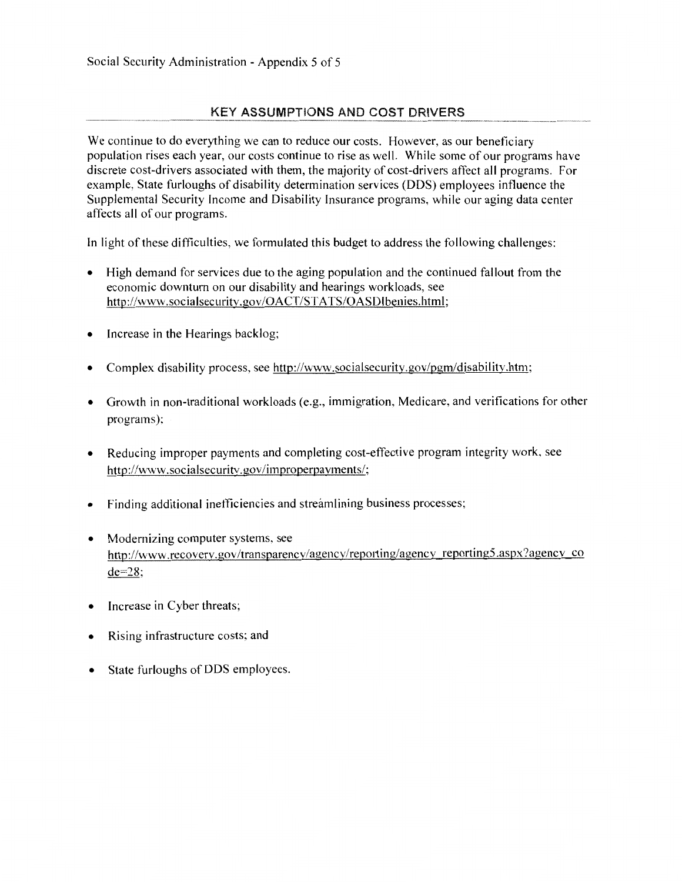Social Security Administration - Appendix 5 of 5

## KEY ASSUMPTIONS AND COST DRIVERS

We continue to do everything we can to reduce our costs. However, as our beneficiary population rises each year, our costs continue to rise as well. While some of our programs have discrete cost-drivers associated with them, the majority of cost-drivers affect all programs. For example, State furloughs of disability determination services (DDS) employees influence the Supplemental Security Income and Disability Insurance programs, while our aging data center affects all of our programs.

In light of these difficulties, we formulated this budget to address the following challenges:

- High demand for services due to the aging population and the continued fallout from the economic downturn on our disability and hearings workloads, see http://www.socialsecurity.gov/OACT/STATS/OASDIbenies.html;
- Increase in the Hearings backlog;
- Complex disability process, see http://www.socialsecurity.gov/pgm/disability.htm;
- Growth in non-traditional workloads (e.g., immigration, Medicare, and verifications for other programs);
- Reducing improper payments and completing cost-effective program integrity work, see http://www.socialsecurity.gov/improperpayments/;
- Finding additional inefficiencies and streamlining business processes;
- Modernizing computer systems, see http://www.recovery.gov/transparency/agency/reporting/agency_reporting5.aspx?agency_code=28;
- Increase in Cyber threats;
- Rising infrastructure costs; and
- State furloughs of DDS employees.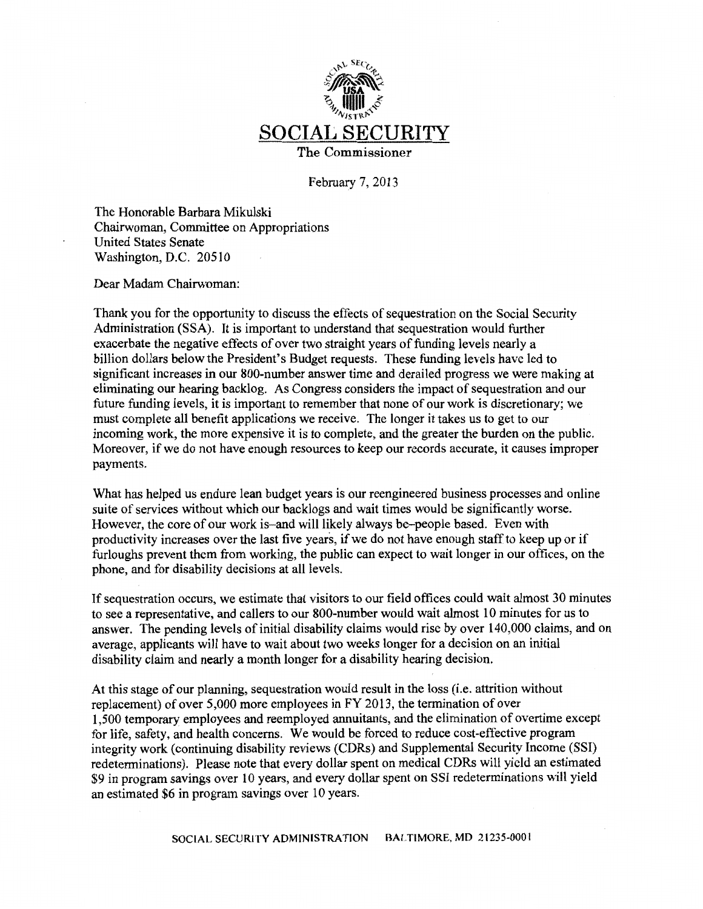# SOCIAL SECURITY

The Commissioner

February 7, 2013

The Honorable Barbara Mikulski
Chairwoman, Committee on Appropriations
United States Senate
Washington, D.C. 20510

Dear Madam Chairwoman:

Thank you for the opportunity to discuss the effects of sequestration on the Social Security Administration (SSA). It is important to understand that sequestration would further exacerbate the negative effects of over two straight years of funding levels nearly a billion dollars below the President's Budget requests. These funding levels have led to significant increases in our 800-number answer time and derailed progress we were making at eliminating our hearing backlog. As Congress considers the impact of sequestration and our future funding levels, it is important to remember that none of our work is discretionary; we must complete all benefit applications we receive. The longer it takes us to get to our incoming work, the more expensive it is to complete, and the greater the burden on the public. Moreover, if we do not have enough resources to keep our records accurate, it causes improper payments.

What has helped us endure lean budget years is our reengineered business processes and online suite of services without which our backlogs and wait times would be significantly worse. However, the core of our work is–and will likely always be–people based. Even with productivity increases over the last five years, if we do not have enough staff to keep up or if furloughs prevent them from working, the public can expect to wait longer in our offices, on the phone, and for disability decisions at all levels.

If sequestration occurs, we estimate that visitors to our field offices could wait almost 30 minutes to see a representative, and callers to our 800-number would wait almost 10 minutes for us to answer. The pending levels of initial disability claims would rise by over 140,000 claims, and on average, applicants will have to wait about two weeks longer for a decision on an initial disability claim and nearly a month longer for a disability hearing decision.

At this stage of our planning, sequestration would result in the loss (i.e. attrition without replacement) of over 5,000 more employees in FY 2013, the termination of over 1,500 temporary employees and reemployed annuitants, and the elimination of overtime except for life, safety, and health concerns. We would be forced to reduce cost-effective program integrity work (continuing disability reviews (CDRs) and Supplemental Security Income (SSI) redeterminations). Please note that every dollar spent on medical CDRs will yield an estimated $9 in program savings over 10 years, and every dollar spent on SSI redeterminations will yield an estimated $6 in program savings over 10 years.

SOCIAL SECURITY ADMINISTRATION BALTIMORE, MD 21235-0001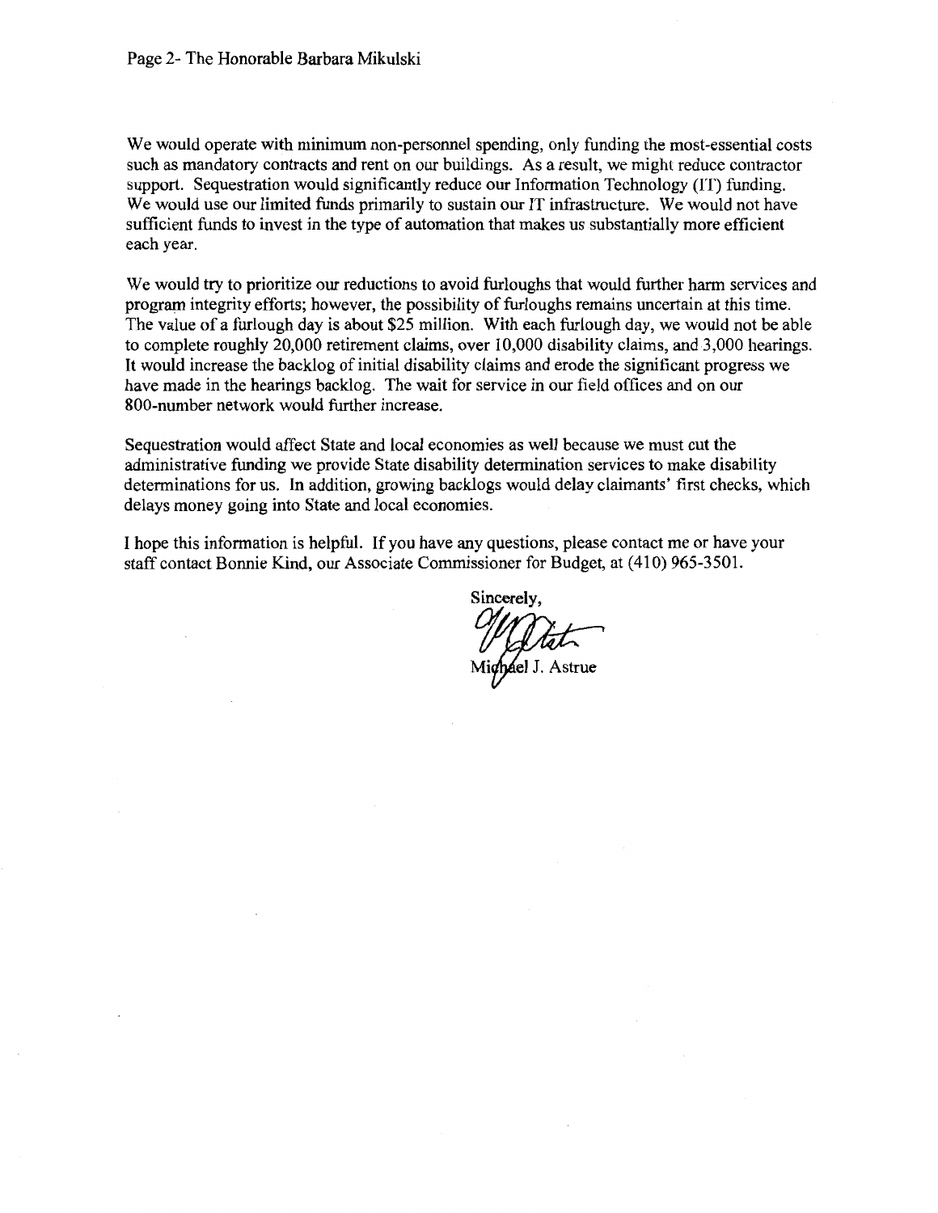We would operate with minimum non-personnel spending, only funding the most-essential costs such as mandatory contracts and rent on our buildings. As a result, we might reduce contractor support. Sequestration would significantly reduce our Information Technology (IT) funding. We would use our limited funds primarily to sustain our IT infrastructure. We would not have sufficient funds to invest in the type of automation that makes us substantially more efficient each year.

We would try to prioritize our reductions to avoid furloughs that would further harm services and program integrity efforts; however, the possibility of furloughs remains uncertain at this time. The value of a furlough day is about $25 million. With each furlough day, we would not be able to complete roughly 20,000 retirement claims, over 10,000 disability claims, and 3,000 hearings. It would increase the backlog of initial disability claims and erode the significant progress we have made in the hearings backlog. The wait for service in our field offices and on our 800-number network would further increase.

Sequestration would affect State and local economies as well because we must cut the administrative funding we provide State disability determination services to make disability determinations for us. In addition, growing backlogs would delay claimants' first checks, which delays money going into State and local economies.

I hope this information is helpful. If you have any questions, please contact me or have your staff contact Bonnie Kind, our Associate Commissioner for Budget, at (410) 965-3501.

Sincerely,

Michael J. Astrue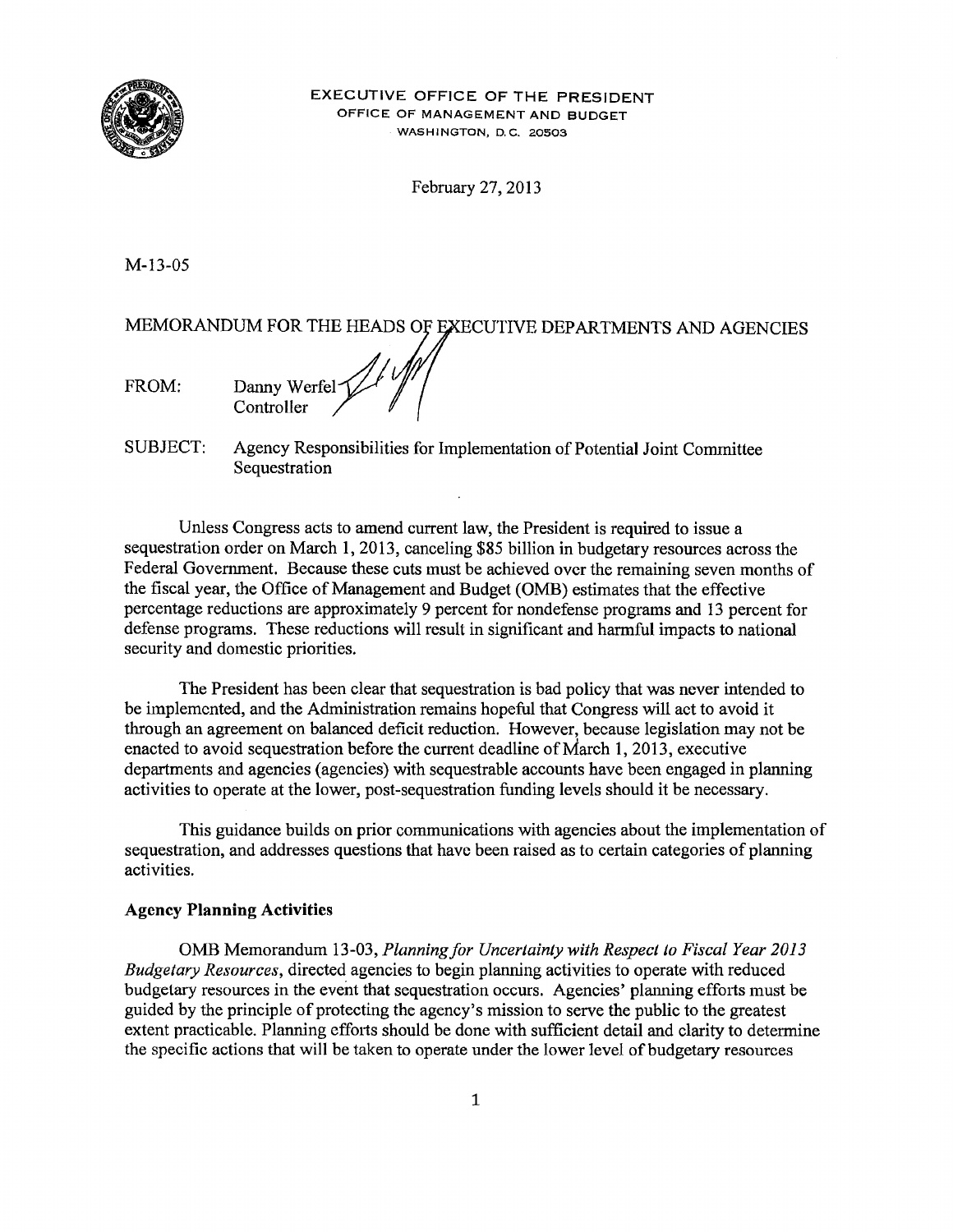EXECUTIVE OFFICE OF THE PRESIDENT
OFFICE OF MANAGEMENT AND BUDGET
WASHINGTON, D.C. 20503

February 27, 2013

M-13-05

MEMORANDUM FOR THE HEADS OF EXECUTIVE DEPARTMENTS AND AGENCIES

FROM: Danny Werfel
Controller

SUBJECT: Agency Responsibilities for Implementation of Potential Joint Committee Sequestration

Unless Congress acts to amend current law, the President is required to issue a sequestration order on March 1, 2013, canceling $85 billion in budgetary resources across the Federal Government. Because these cuts must be achieved over the remaining seven months of the fiscal year, the Office of Management and Budget (OMB) estimates that the effective percentage reductions are approximately 9 percent for nondefense programs and 13 percent for defense programs. These reductions will result in significant and harmful impacts to national security and domestic priorities.

The President has been clear that sequestration is bad policy that was never intended to be implemented, and the Administration remains hopeful that Congress will act to avoid it through an agreement on balanced deficit reduction. However, because legislation may not be enacted to avoid sequestration before the current deadline of March 1, 2013, executive departments and agencies (agencies) with sequestrable accounts have been engaged in planning activities to operate at the lower, post-sequestration funding levels should it be necessary.

This guidance builds on prior communications with agencies about the implementation of sequestration, and addresses questions that have been raised as to certain categories of planning activities.

**Agency Planning Activities**

OMB Memorandum 13-03, *Planning for Uncertainty with Respect to Fiscal Year 2013 Budgetary Resources*, directed agencies to begin planning activities to operate with reduced budgetary resources in the event that sequestration occurs. Agencies' planning efforts must be guided by the principle of protecting the agency's mission to serve the public to the greatest extent practicable. Planning efforts should be done with sufficient detail and clarity to determine the specific actions that will be taken to operate under the lower level of budgetary resources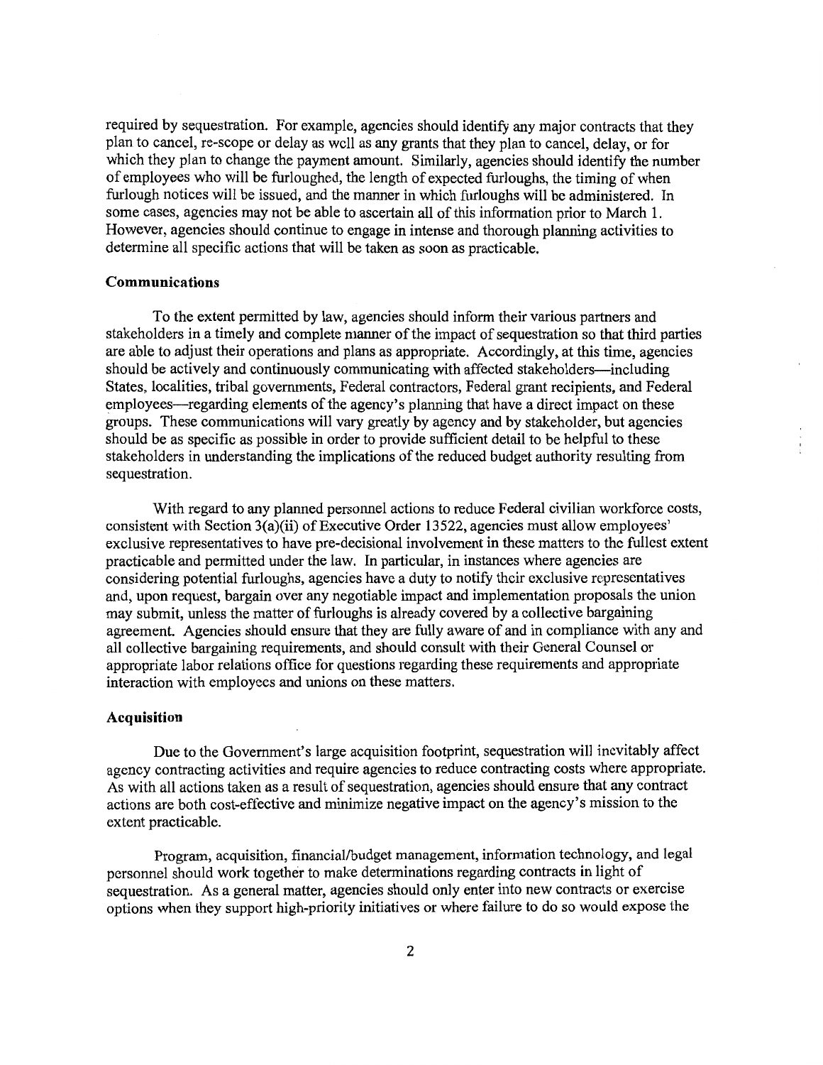required by sequestration. For example, agencies should identify any major contracts that they plan to cancel, re-scope or delay as well as any grants that they plan to cancel, delay, or for which they plan to change the payment amount. Similarly, agencies should identify the number of employees who will be furloughed, the length of expected furloughs, the timing of when furlough notices will be issued, and the manner in which furloughs will be administered. In some cases, agencies may not be able to ascertain all of this information prior to March 1. However, agencies should continue to engage in intense and thorough planning activities to determine all specific actions that will be taken as soon as practicable.

### Communications

To the extent permitted by law, agencies should inform their various partners and stakeholders in a timely and complete manner of the impact of sequestration so that third parties are able to adjust their operations and plans as appropriate. Accordingly, at this time, agencies should be actively and continuously communicating with affected stakeholders—including States, localities, tribal governments, Federal contractors, Federal grant recipients, and Federal employees—regarding elements of the agency's planning that have a direct impact on these groups. These communications will vary greatly by agency and by stakeholder, but agencies should be as specific as possible in order to provide sufficient detail to be helpful to these stakeholders in understanding the implications of the reduced budget authority resulting from sequestration.

With regard to any planned personnel actions to reduce Federal civilian workforce costs, consistent with Section 3(a)(ii) of Executive Order 13522, agencies must allow employees' exclusive representatives to have pre-decisional involvement in these matters to the fullest extent practicable and permitted under the law. In particular, in instances where agencies are considering potential furloughs, agencies have a duty to notify their exclusive representatives and, upon request, bargain over any negotiable impact and implementation proposals the union may submit, unless the matter of furloughs is already covered by a collective bargaining agreement. Agencies should ensure that they are fully aware of and in compliance with any and all collective bargaining requirements, and should consult with their General Counsel or appropriate labor relations office for questions regarding these requirements and appropriate interaction with employees and unions on these matters.

### Acquisition

Due to the Government's large acquisition footprint, sequestration will inevitably affect agency contracting activities and require agencies to reduce contracting costs where appropriate. As with all actions taken as a result of sequestration, agencies should ensure that any contract actions are both cost-effective and minimize negative impact on the agency's mission to the extent practicable.

Program, acquisition, financial/budget management, information technology, and legal personnel should work together to make determinations regarding contracts in light of sequestration. As a general matter, agencies should only enter into new contracts or exercise options when they support high-priority initiatives or where failure to do so would expose the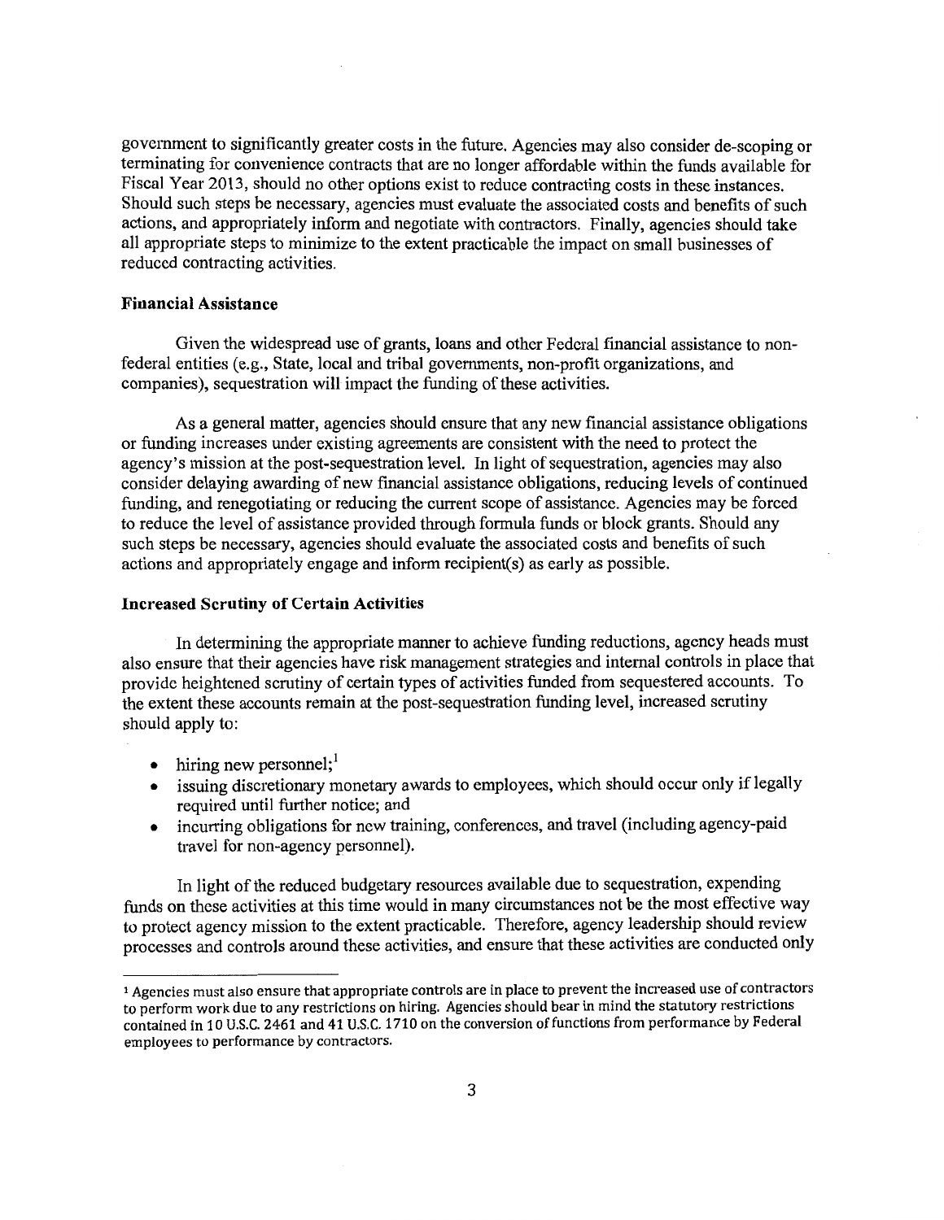government to significantly greater costs in the future. Agencies may also consider de-scoping or terminating for convenience contracts that are no longer affordable within the funds available for Fiscal Year 2013, should no other options exist to reduce contracting costs in these instances. Should such steps be necessary, agencies must evaluate the associated costs and benefits of such actions, and appropriately inform and negotiate with contractors. Finally, agencies should take all appropriate steps to minimize to the extent practicable the impact on small businesses of reduced contracting activities.

**Financial Assistance**

Given the widespread use of grants, loans and other Federal financial assistance to non-federal entities (e.g., State, local and tribal governments, non-profit organizations, and companies), sequestration will impact the funding of these activities.

As a general matter, agencies should ensure that any new financial assistance obligations or funding increases under existing agreements are consistent with the need to protect the agency's mission at the post-sequestration level. In light of sequestration, agencies may also consider delaying awarding of new financial assistance obligations, reducing levels of continued funding, and renegotiating or reducing the current scope of assistance. Agencies may be forced to reduce the level of assistance provided through formula funds or block grants. Should any such steps be necessary, agencies should evaluate the associated costs and benefits of such actions and appropriately engage and inform recipient(s) as early as possible.

**Increased Scrutiny of Certain Activities**

In determining the appropriate manner to achieve funding reductions, agency heads must also ensure that their agencies have risk management strategies and internal controls in place that provide heightened scrutiny of certain types of activities funded from sequestered accounts. To the extent these accounts remain at the post-sequestration funding level, increased scrutiny should apply to:

- hiring new personnel;[1]
- issuing discretionary monetary awards to employees, which should occur only if legally required until further notice; and
- incurring obligations for new training, conferences, and travel (including agency-paid travel for non-agency personnel).

In light of the reduced budgetary resources available due to sequestration, expending funds on these activities at this time would in many circumstances not be the most effective way to protect agency mission to the extent practicable. Therefore, agency leadership should review processes and controls around these activities, and ensure that these activities are conducted only

[1] Agencies must also ensure that appropriate controls are in place to prevent the increased use of contractors to perform work due to any restrictions on hiring. Agencies should bear in mind the statutory restrictions contained in 10 U.S.C. 2461 and 41 U.S.C. 1710 on the conversion of functions from performance by Federal employees to performance by contractors.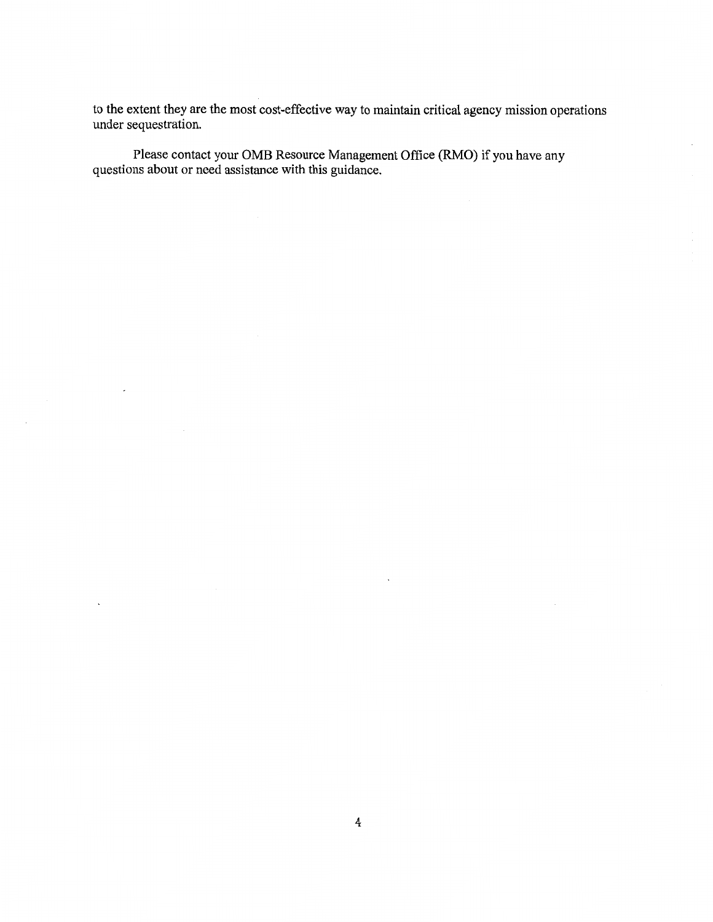to the extent they are the most cost-effective way to maintain critical agency mission operations under sequestration.

Please contact your OMB Resource Management Office (RMO) if you have any questions about or need assistance with this guidance.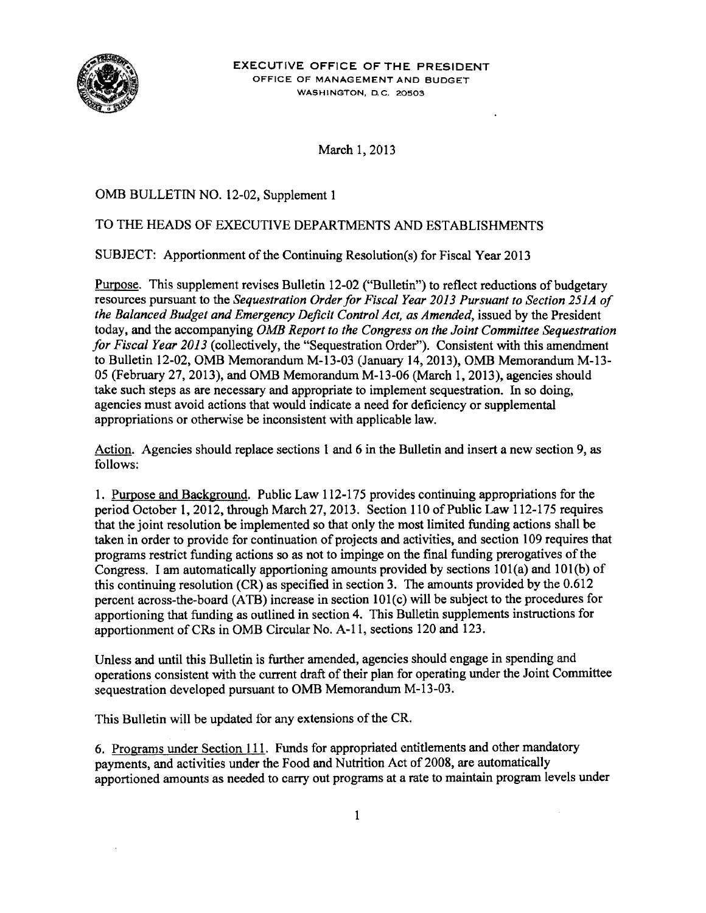EXECUTIVE OFFICE OF THE PRESIDENT
OFFICE OF MANAGEMENT AND BUDGET
WASHINGTON, D.C. 20503

March 1, 2013

OMB BULLETIN NO. 12-02, Supplement 1

TO THE HEADS OF EXECUTIVE DEPARTMENTS AND ESTABLISHMENTS

SUBJECT: Apportionment of the Continuing Resolution(s) for Fiscal Year 2013

Purpose. This supplement revises Bulletin 12-02 ("Bulletin") to reflect reductions of budgetary resources pursuant to the *Sequestration Order for Fiscal Year 2013 Pursuant to Section 251A of the Balanced Budget and Emergency Deficit Control Act, as Amended*, issued by the President today, and the accompanying *OMB Report to the Congress on the Joint Committee Sequestration for Fiscal Year 2013* (collectively, the "Sequestration Order"). Consistent with this amendment to Bulletin 12-02, OMB Memorandum M-13-03 (January 14, 2013), OMB Memorandum M-13-05 (February 27, 2013), and OMB Memorandum M-13-06 (March 1, 2013), agencies should take such steps as are necessary and appropriate to implement sequestration. In so doing, agencies must avoid actions that would indicate a need for deficiency or supplemental appropriations or otherwise be inconsistent with applicable law.

Action. Agencies should replace sections 1 and 6 in the Bulletin and insert a new section 9, as follows:

1. Purpose and Background. Public Law 112-175 provides continuing appropriations for the period October 1, 2012, through March 27, 2013. Section 110 of Public Law 112-175 requires that the joint resolution be implemented so that only the most limited funding actions shall be taken in order to provide for continuation of projects and activities, and section 109 requires that programs restrict funding actions so as not to impinge on the final funding prerogatives of the Congress. I am automatically apportioning amounts provided by sections 101(a) and 101(b) of this continuing resolution (CR) as specified in section 3. The amounts provided by the 0.612 percent across-the-board (ATB) increase in section 101(c) will be subject to the procedures for apportioning that funding as outlined in section 4. This Bulletin supplements instructions for apportionment of CRs in OMB Circular No. A-11, sections 120 and 123.

Unless and until this Bulletin is further amended, agencies should engage in spending and operations consistent with the current draft of their plan for operating under the Joint Committee sequestration developed pursuant to OMB Memorandum M-13-03.

This Bulletin will be updated for any extensions of the CR.

6. Programs under Section 111. Funds for appropriated entitlements and other mandatory payments, and activities under the Food and Nutrition Act of 2008, are automatically apportioned amounts as needed to carry out programs at a rate to maintain program levels under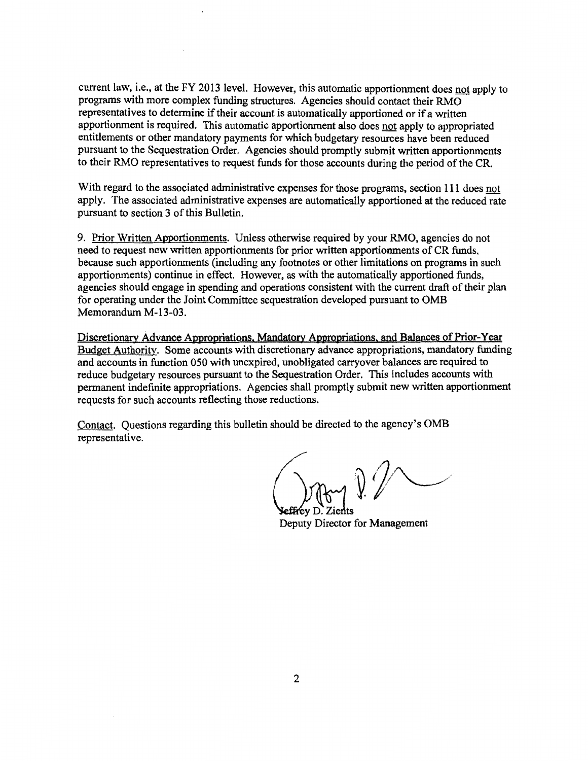current law, i.e., at the FY 2013 level. However, this automatic apportionment does not apply to programs with more complex funding structures. Agencies should contact their RMO representatives to determine if their account is automatically apportioned or if a written apportionment is required. This automatic apportionment also does not apply to appropriated entitlements or other mandatory payments for which budgetary resources have been reduced pursuant to the Sequestration Order. Agencies should promptly submit written apportionments to their RMO representatives to request funds for those accounts during the period of the CR.

With regard to the associated administrative expenses for those programs, section 111 does not apply. The associated administrative expenses are automatically apportioned at the reduced rate pursuant to section 3 of this Bulletin.

9. Prior Written Apportionments. Unless otherwise required by your RMO, agencies do not need to request new written apportionments for prior written apportionments of CR funds, because such apportionments (including any footnotes or other limitations on programs in such apportionments) continue in effect. However, as with the automatically apportioned funds, agencies should engage in spending and operations consistent with the current draft of their plan for operating under the Joint Committee sequestration developed pursuant to OMB Memorandum M-13-03.

Discretionary Advance Appropriations, Mandatory Appropriations, and Balances of Prior-Year Budget Authority. Some accounts with discretionary advance appropriations, mandatory funding and accounts in function 050 with unexpired, unobligated carryover balances are required to reduce budgetary resources pursuant to the Sequestration Order. This includes accounts with permanent indefinite appropriations. Agencies shall promptly submit new written apportionment requests for such accounts reflecting those reductions.

Contact. Questions regarding this bulletin should be directed to the agency's OMB representative.

Jeffrey D. Zients
Deputy Director for Management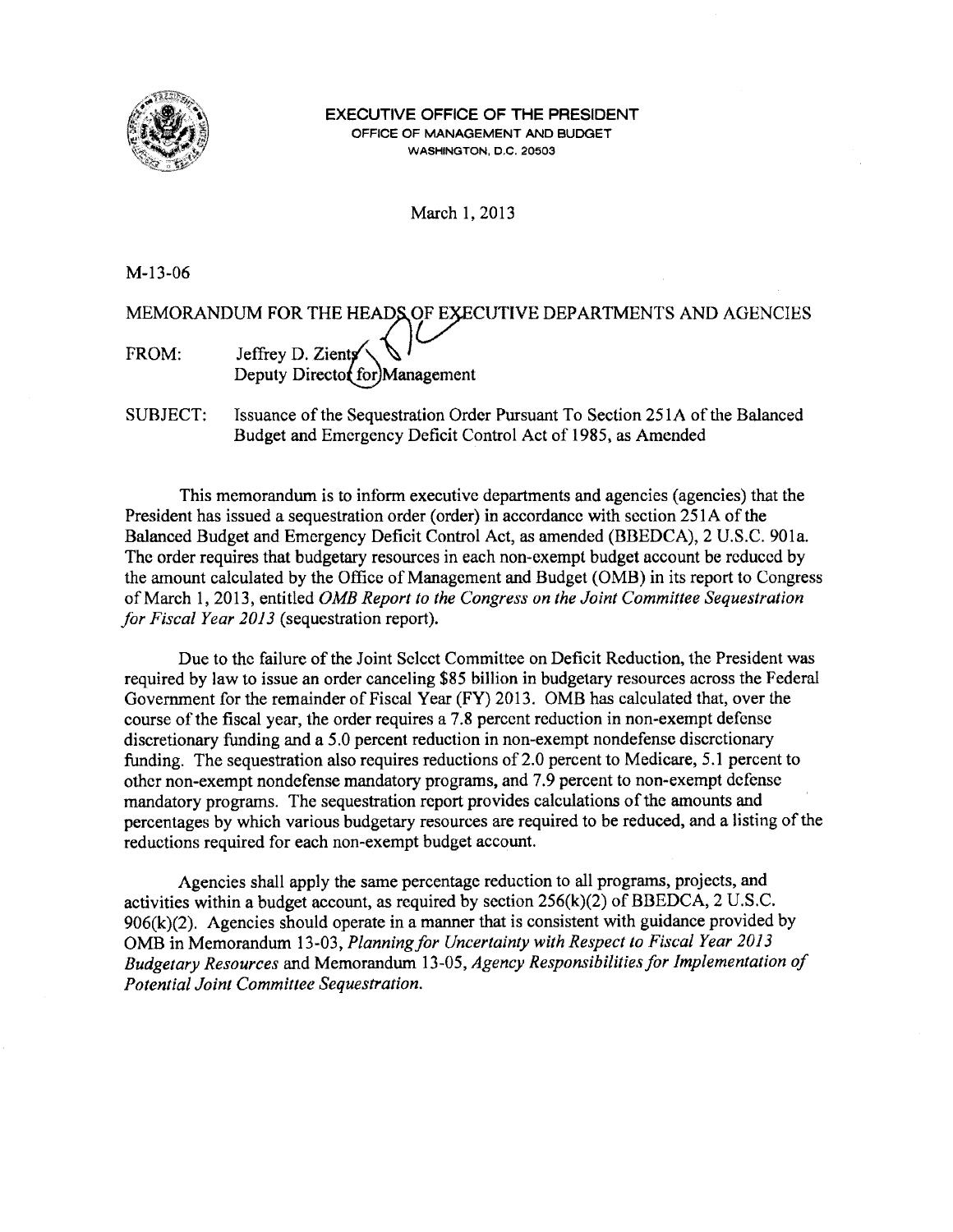**EXECUTIVE OFFICE OF THE PRESIDENT**
OFFICE OF MANAGEMENT AND BUDGET
WASHINGTON, D.C. 20503

March 1, 2013

M-13-06

MEMORANDUM FOR THE HEADS OF EXECUTIVE DEPARTMENTS AND AGENCIES

FROM: Jeffrey D. Zients
Deputy Director for Management

SUBJECT: Issuance of the Sequestration Order Pursuant To Section 251A of the Balanced Budget and Emergency Deficit Control Act of 1985, as Amended

This memorandum is to inform executive departments and agencies (agencies) that the President has issued a sequestration order (order) in accordance with section 251A of the Balanced Budget and Emergency Deficit Control Act, as amended (BBEDCA), 2 U.S.C. 901a. The order requires that budgetary resources in each non-exempt budget account be reduced by the amount calculated by the Office of Management and Budget (OMB) in its report to Congress of March 1, 2013, entitled *OMB Report to the Congress on the Joint Committee Sequestration for Fiscal Year 2013* (sequestration report).

Due to the failure of the Joint Select Committee on Deficit Reduction, the President was required by law to issue an order canceling $85 billion in budgetary resources across the Federal Government for the remainder of Fiscal Year (FY) 2013. OMB has calculated that, over the course of the fiscal year, the order requires a 7.8 percent reduction in non-exempt defense discretionary funding and a 5.0 percent reduction in non-exempt nondefense discretionary funding. The sequestration also requires reductions of 2.0 percent to Medicare, 5.1 percent to other non-exempt nondefense mandatory programs, and 7.9 percent to non-exempt defense mandatory programs. The sequestration report provides calculations of the amounts and percentages by which various budgetary resources are required to be reduced, and a listing of the reductions required for each non-exempt budget account.

Agencies shall apply the same percentage reduction to all programs, projects, and activities within a budget account, as required by section 256(k)(2) of BBEDCA, 2 U.S.C. 906(k)(2). Agencies should operate in a manner that is consistent with guidance provided by OMB in Memorandum 13-03, *Planning for Uncertainty with Respect to Fiscal Year 2013 Budgetary Resources* and Memorandum 13-05, *Agency Responsibilities for Implementation of Potential Joint Committee Sequestration.*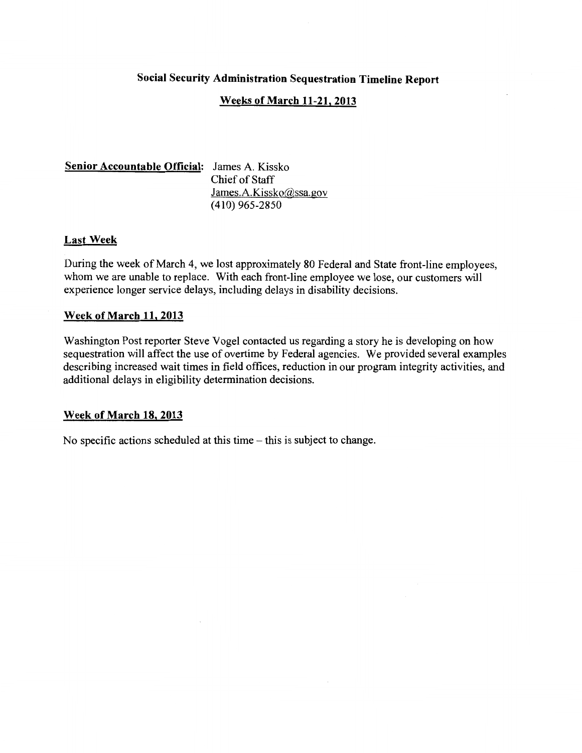# Social Security Administration Sequestration Timeline Report

## Weeks of March 11-21, 2013

**Senior Accountable Official:** James A. Kissko
Chief of Staff
James.A.Kissko@ssa.gov
(410) 965-2850

**Last Week**

During the week of March 4, we lost approximately 80 Federal and State front-line employees, whom we are unable to replace. With each front-line employee we lose, our customers will experience longer service delays, including delays in disability decisions.

**Week of March 11, 2013**

Washington Post reporter Steve Vogel contacted us regarding a story he is developing on how sequestration will affect the use of overtime by Federal agencies. We provided several examples describing increased wait times in field offices, reduction in our program integrity activities, and additional delays in eligibility determination decisions.

**Week of March 18, 2013**

No specific actions scheduled at this time – this is subject to change.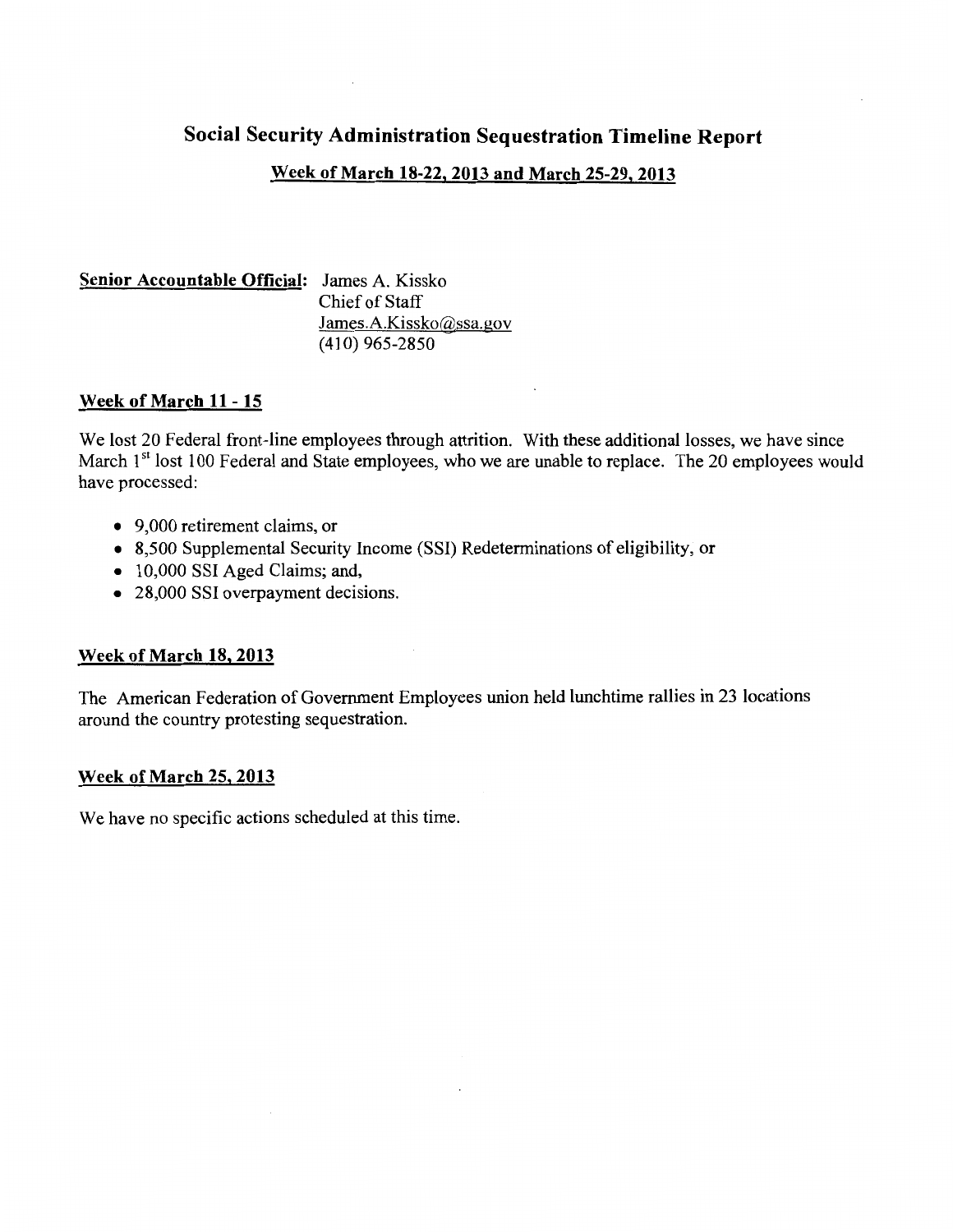# Social Security Administration Sequestration Timeline Report

## Week of March 18-22, 2013 and March 25-29, 2013

**Senior Accountable Official:** James A. Kissko
Chief of Staff
James.A.Kissko@ssa.gov
(410) 965-2850

### Week of March 11 - 15

We lost 20 Federal front-line employees through attrition. With these additional losses, we have since March 1st lost 100 Federal and State employees, who we are unable to replace. The 20 employees would have processed:

- 9,000 retirement claims, or
- 8,500 Supplemental Security Income (SSI) Redeterminations of eligibility, or
- 10,000 SSI Aged Claims; and,
- 28,000 SSI overpayment decisions.

### Week of March 18, 2013

The American Federation of Government Employees union held lunchtime rallies in 23 locations around the country protesting sequestration.

### Week of March 25, 2013

We have no specific actions scheduled at this time.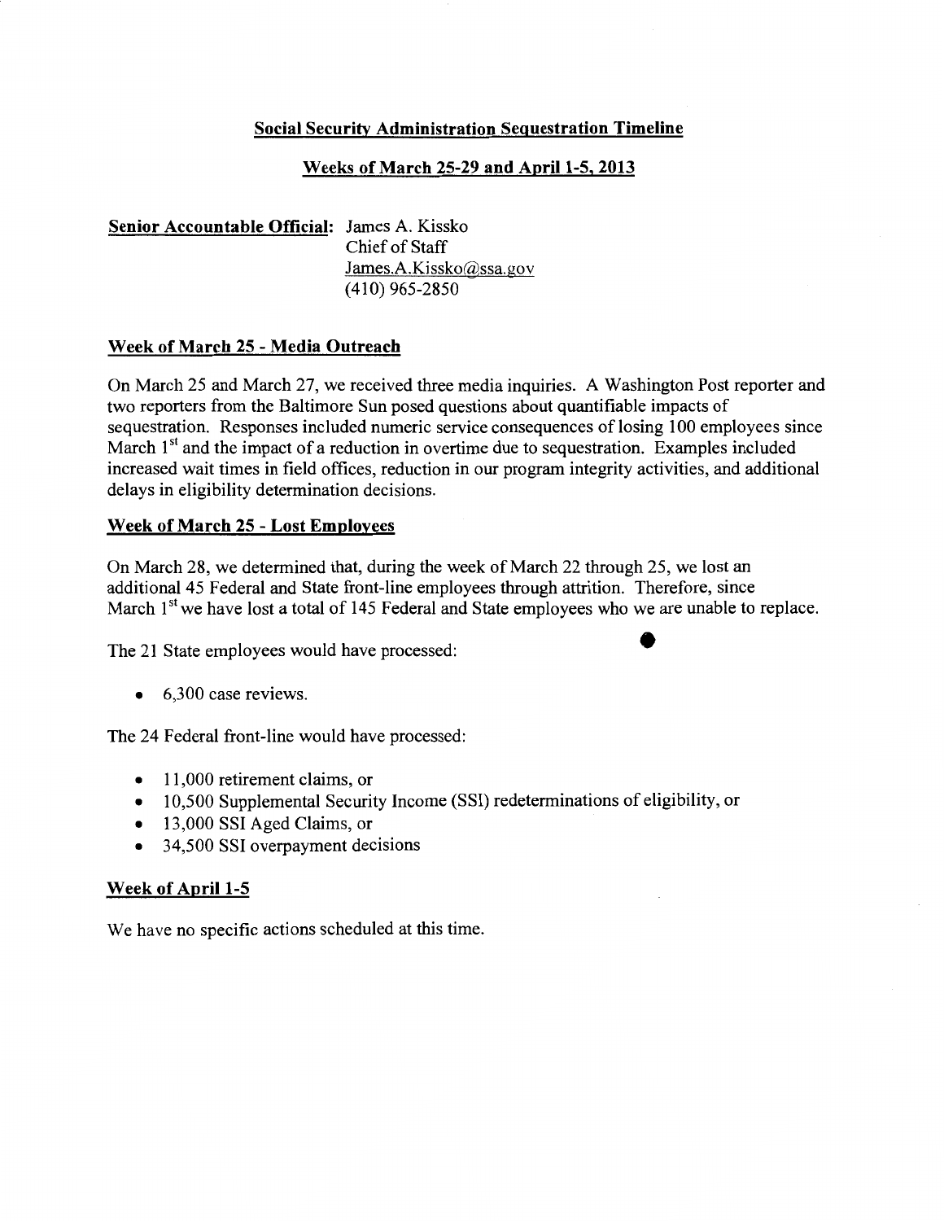**Social Security Administration Sequestration Timeline**

**Weeks of March 25-29 and April 1-5, 2013**

**Senior Accountable Official:** James A. Kissko
Chief of Staff
James.A.Kissko@ssa.gov
(410) 965-2850

**Week of March 25 - Media Outreach**

On March 25 and March 27, we received three media inquiries. A Washington Post reporter and two reporters from the Baltimore Sun posed questions about quantifiable impacts of sequestration. Responses included numeric service consequences of losing 100 employees since March 1st and the impact of a reduction in overtime due to sequestration. Examples included increased wait times in field offices, reduction in our program integrity activities, and additional delays in eligibility determination decisions.

**Week of March 25 - Lost Employees**

On March 28, we determined that, during the week of March 22 through 25, we lost an additional 45 Federal and State front-line employees through attrition. Therefore, since March 1st we have lost a total of 145 Federal and State employees who we are unable to replace.

The 21 State employees would have processed:

- 6,300 case reviews.

The 24 Federal front-line would have processed:

- 11,000 retirement claims, or
- 10,500 Supplemental Security Income (SSI) redeterminations of eligibility, or
- 13,000 SSI Aged Claims, or
- 34,500 SSI overpayment decisions

**Week of April 1-5**

We have no specific actions scheduled at this time.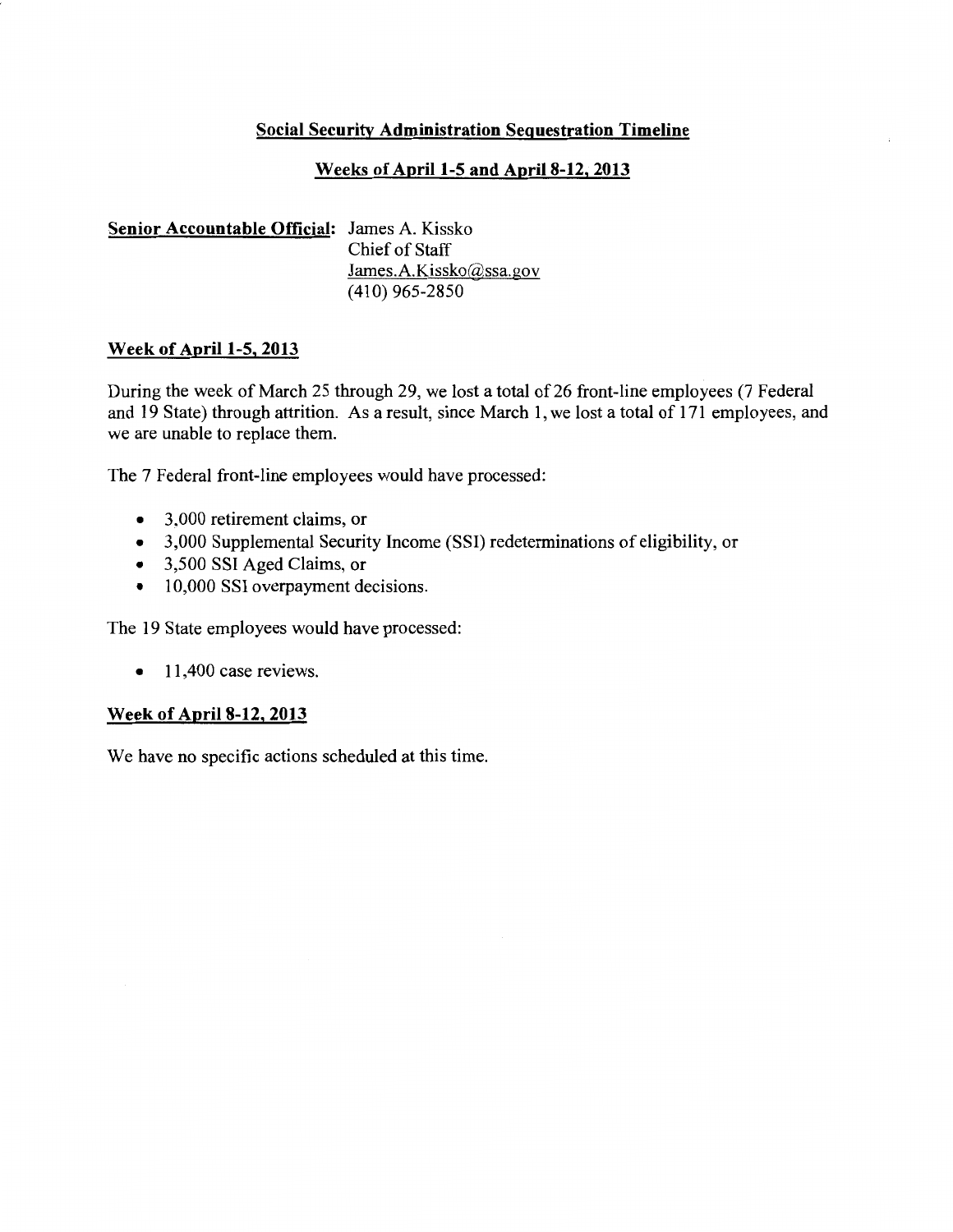## Social Security Administration Sequestration Timeline

## Weeks of April 1-5 and April 8-12, 2013

**Senior Accountable Official:** James A. Kissko
Chief of Staff
James.A.Kissko@ssa.gov
(410) 965-2850

### Week of April 1-5, 2013

During the week of March 25 through 29, we lost a total of 26 front-line employees (7 Federal and 19 State) through attrition. As a result, since March 1, we lost a total of 171 employees, and we are unable to replace them.

The 7 Federal front-line employees would have processed:

- 3,000 retirement claims, or
- 3,000 Supplemental Security Income (SSI) redeterminations of eligibility, or
- 3,500 SSI Aged Claims, or
- 10,000 SSI overpayment decisions.

The 19 State employees would have processed:

- 11,400 case reviews.

### Week of April 8-12, 2013

We have no specific actions scheduled at this time.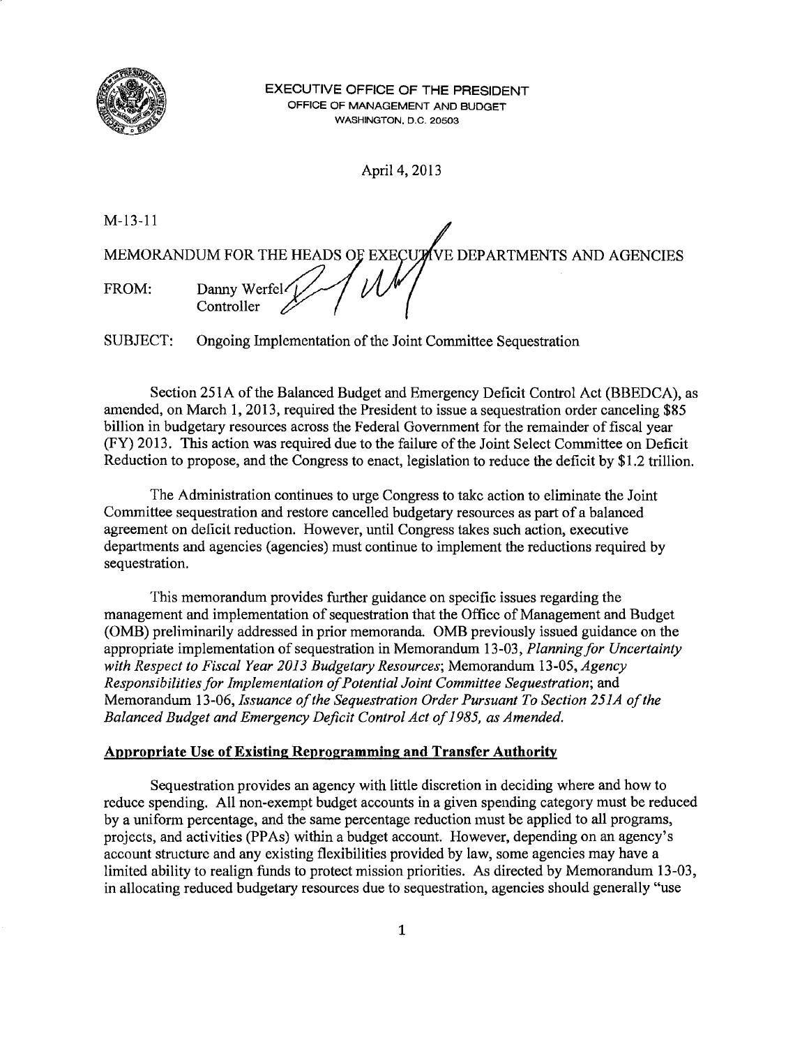EXECUTIVE OFFICE OF THE PRESIDENT
OFFICE OF MANAGEMENT AND BUDGET
WASHINGTON, D.C. 20503

April 4, 2013

M-13-11

MEMORANDUM FOR THE HEADS OF EXECUTIVE DEPARTMENTS AND AGENCIES

FROM: Danny Werfel
Controller

SUBJECT: Ongoing Implementation of the Joint Committee Sequestration

Section 251A of the Balanced Budget and Emergency Deficit Control Act (BBEDCA), as amended, on March 1, 2013, required the President to issue a sequestration order canceling $85 billion in budgetary resources across the Federal Government for the remainder of fiscal year (FY) 2013. This action was required due to the failure of the Joint Select Committee on Deficit Reduction to propose, and the Congress to enact, legislation to reduce the deficit by $1.2 trillion.

The Administration continues to urge Congress to take action to eliminate the Joint Committee sequestration and restore cancelled budgetary resources as part of a balanced agreement on deficit reduction. However, until Congress takes such action, executive departments and agencies (agencies) must continue to implement the reductions required by sequestration.

This memorandum provides further guidance on specific issues regarding the management and implementation of sequestration that the Office of Management and Budget (OMB) preliminarily addressed in prior memoranda. OMB previously issued guidance on the appropriate implementation of sequestration in Memorandum 13-03, *Planning for Uncertainty with Respect to Fiscal Year 2013 Budgetary Resources*; Memorandum 13-05, *Agency Responsibilities for Implementation of Potential Joint Committee Sequestration*; and Memorandum 13-06, *Issuance of the Sequestration Order Pursuant To Section 251A of the Balanced Budget and Emergency Deficit Control Act of 1985, as Amended.*

**Appropriate Use of Existing Reprogramming and Transfer Authority**

Sequestration provides an agency with little discretion in deciding where and how to reduce spending. All non-exempt budget accounts in a given spending category must be reduced by a uniform percentage, and the same percentage reduction must be applied to all programs, projects, and activities (PPAs) within a budget account. However, depending on an agency's account structure and any existing flexibilities provided by law, some agencies may have a limited ability to realign funds to protect mission priorities. As directed by Memorandum 13-03, in allocating reduced budgetary resources due to sequestration, agencies should generally "use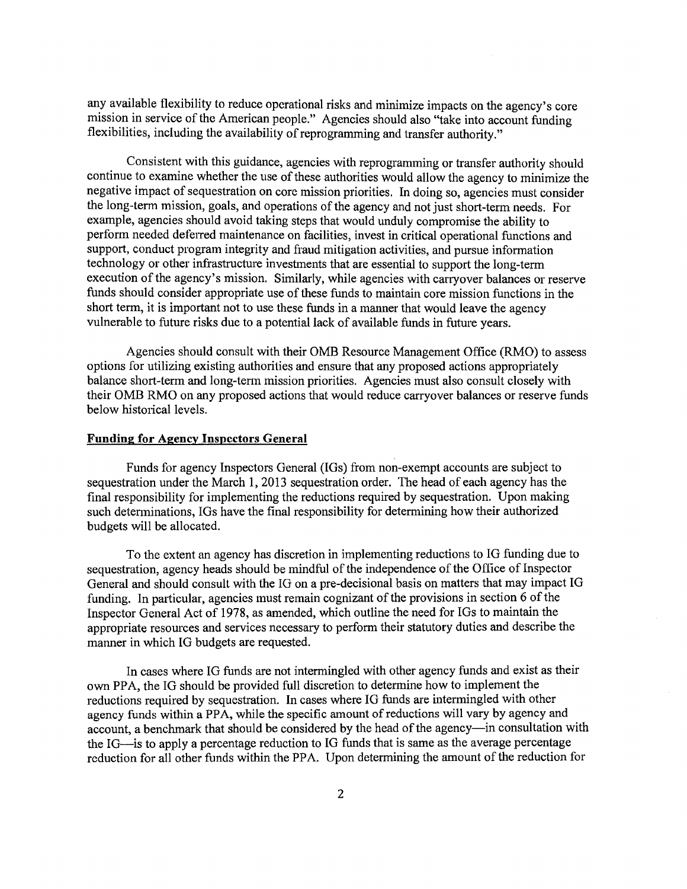any available flexibility to reduce operational risks and minimize impacts on the agency's core mission in service of the American people." Agencies should also "take into account funding flexibilities, including the availability of reprogramming and transfer authority."

Consistent with this guidance, agencies with reprogramming or transfer authority should continue to examine whether the use of these authorities would allow the agency to minimize the negative impact of sequestration on core mission priorities. In doing so, agencies must consider the long-term mission, goals, and operations of the agency and not just short-term needs. For example, agencies should avoid taking steps that would unduly compromise the ability to perform needed deferred maintenance on facilities, invest in critical operational functions and support, conduct program integrity and fraud mitigation activities, and pursue information technology or other infrastructure investments that are essential to support the long-term execution of the agency's mission. Similarly, while agencies with carryover balances or reserve funds should consider appropriate use of these funds to maintain core mission functions in the short term, it is important not to use these funds in a manner that would leave the agency vulnerable to future risks due to a potential lack of available funds in future years.

Agencies should consult with their OMB Resource Management Office (RMO) to assess options for utilizing existing authorities and ensure that any proposed actions appropriately balance short-term and long-term mission priorities. Agencies must also consult closely with their OMB RMO on any proposed actions that would reduce carryover balances or reserve funds below historical levels.

**Funding for Agency Inspectors General**

Funds for agency Inspectors General (IGs) from non-exempt accounts are subject to sequestration under the March 1, 2013 sequestration order. The head of each agency has the final responsibility for implementing the reductions required by sequestration. Upon making such determinations, IGs have the final responsibility for determining how their authorized budgets will be allocated.

To the extent an agency has discretion in implementing reductions to IG funding due to sequestration, agency heads should be mindful of the independence of the Office of Inspector General and should consult with the IG on a pre-decisional basis on matters that may impact IG funding. In particular, agencies must remain cognizant of the provisions in section 6 of the Inspector General Act of 1978, as amended, which outline the need for IGs to maintain the appropriate resources and services necessary to perform their statutory duties and describe the manner in which IG budgets are requested.

In cases where IG funds are not intermingled with other agency funds and exist as their own PPA, the IG should be provided full discretion to determine how to implement the reductions required by sequestration. In cases where IG funds are intermingled with other agency funds within a PPA, while the specific amount of reductions will vary by agency and account, a benchmark that should be considered by the head of the agency—in consultation with the IG—is to apply a percentage reduction to IG funds that is same as the average percentage reduction for all other funds within the PPA. Upon determining the amount of the reduction for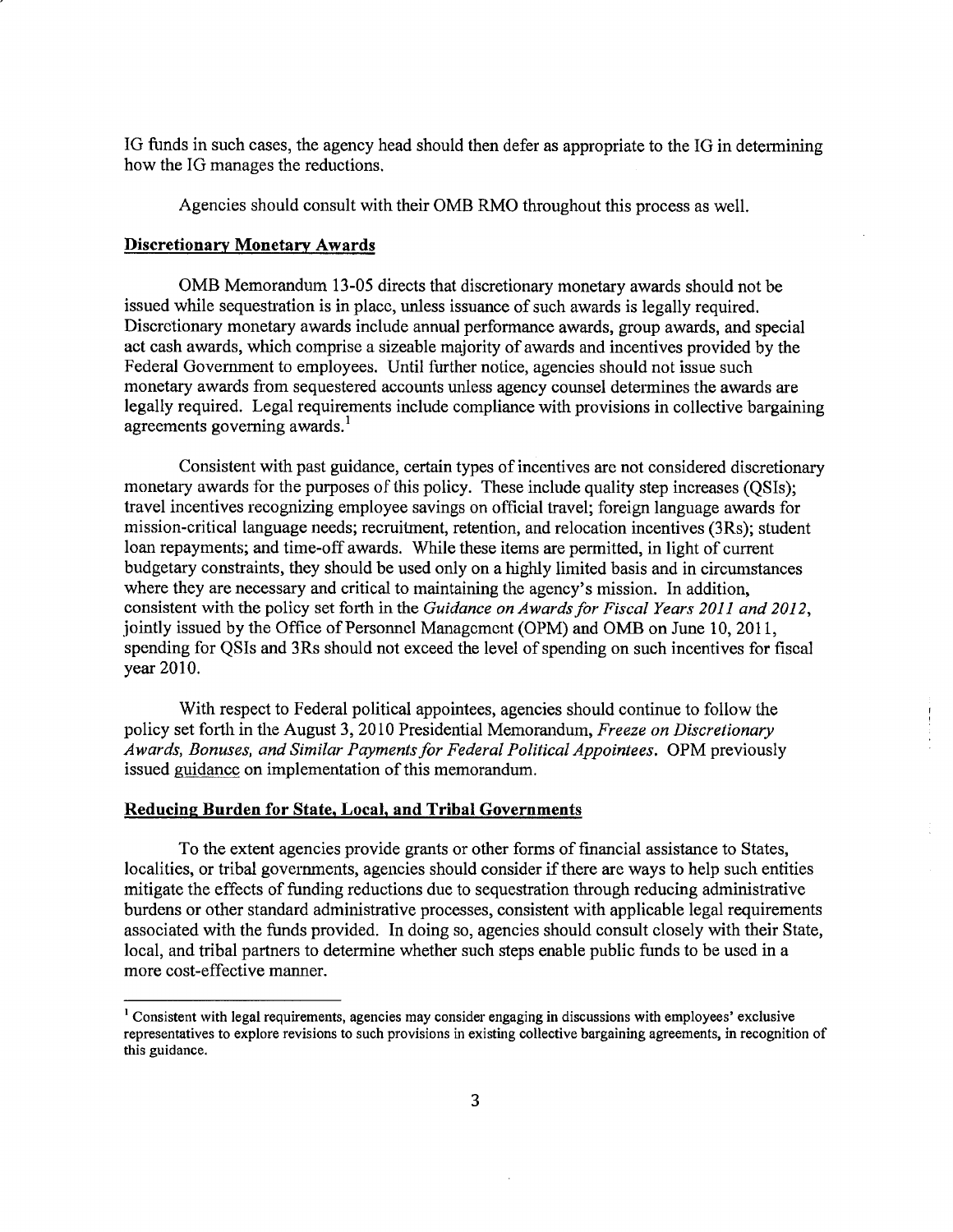IG funds in such cases, the agency head should then defer as appropriate to the IG in determining how the IG manages the reductions.

Agencies should consult with their OMB RMO throughout this process as well.

**Discretionary Monetary Awards**

OMB Memorandum 13-05 directs that discretionary monetary awards should not be issued while sequestration is in place, unless issuance of such awards is legally required. Discretionary monetary awards include annual performance awards, group awards, and special act cash awards, which comprise a sizeable majority of awards and incentives provided by the Federal Government to employees. Until further notice, agencies should not issue such monetary awards from sequestered accounts unless agency counsel determines the awards are legally required. Legal requirements include compliance with provisions in collective bargaining agreements governing awards.[1]

Consistent with past guidance, certain types of incentives are not considered discretionary monetary awards for the purposes of this policy. These include quality step increases (QSIs); travel incentives recognizing employee savings on official travel; foreign language awards for mission-critical language needs; recruitment, retention, and relocation incentives (3Rs); student loan repayments; and time-off awards. While these items are permitted, in light of current budgetary constraints, they should be used only on a highly limited basis and in circumstances where they are necessary and critical to maintaining the agency's mission. In addition, consistent with the policy set forth in the *Guidance on Awards for Fiscal Years 2011 and 2012*, jointly issued by the Office of Personnel Management (OPM) and OMB on June 10, 2011, spending for QSIs and 3Rs should not exceed the level of spending on such incentives for fiscal year 2010.

With respect to Federal political appointees, agencies should continue to follow the policy set forth in the August 3, 2010 Presidential Memorandum, *Freeze on Discretionary Awards, Bonuses, and Similar Payments for Federal Political Appointees*. OPM previously issued guidance on implementation of this memorandum.

**Reducing Burden for State, Local, and Tribal Governments**

To the extent agencies provide grants or other forms of financial assistance to States, localities, or tribal governments, agencies should consider if there are ways to help such entities mitigate the effects of funding reductions due to sequestration through reducing administrative burdens or other standard administrative processes, consistent with applicable legal requirements associated with the funds provided. In doing so, agencies should consult closely with their State, local, and tribal partners to determine whether such steps enable public funds to be used in a more cost-effective manner.

[1] Consistent with legal requirements, agencies may consider engaging in discussions with employees' exclusive representatives to explore revisions to such provisions in existing collective bargaining agreements, in recognition of this guidance.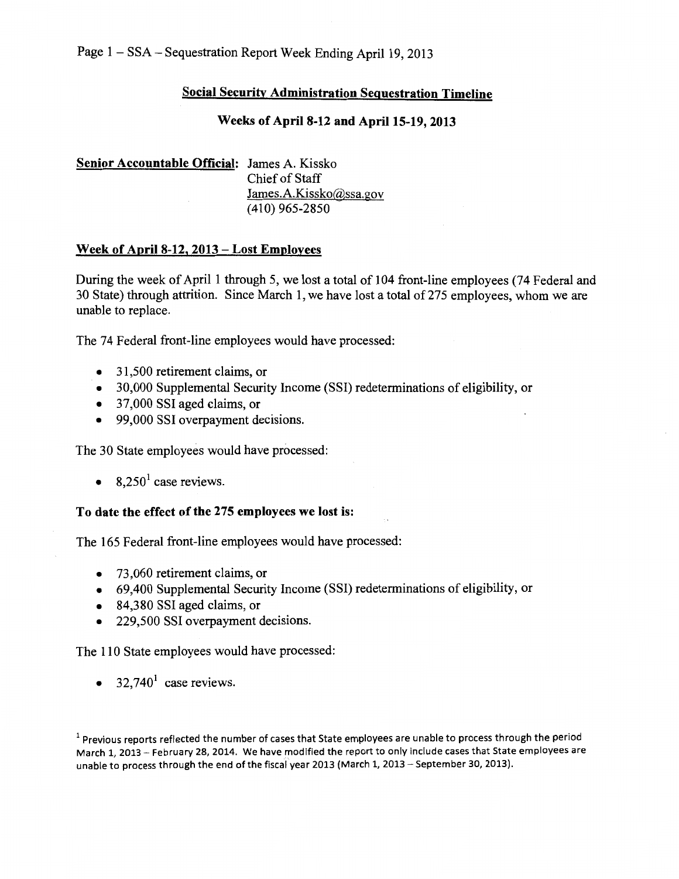## Social Security Administration Sequestration Timeline

### Weeks of April 8-12 and April 15-19, 2013

**Senior Accountable Official:** James A. Kissko
Chief of Staff
James.A.Kissko@ssa.gov
(410) 965-2850

**Week of April 8-12, 2013 – Lost Employees**

During the week of April 1 through 5, we lost a total of 104 front-line employees (74 Federal and 30 State) through attrition. Since March 1, we have lost a total of 275 employees, whom we are unable to replace.

The 74 Federal front-line employees would have processed:

- 31,500 retirement claims, or
- 30,000 Supplemental Security Income (SSI) redeterminations of eligibility, or
- 37,000 SSI aged claims, or
- 99,000 SSI overpayment decisions.

The 30 State employees would have processed:

- 8,250[1] case reviews.

**To date the effect of the 275 employees we lost is:**

The 165 Federal front-line employees would have processed:

- 73,060 retirement claims, or
- 69,400 Supplemental Security Income (SSI) redeterminations of eligibility, or
- 84,380 SSI aged claims, or
- 229,500 SSI overpayment decisions.

The 110 State employees would have processed:

- 32,740[1] case reviews.

[1] Previous reports reflected the number of cases that State employees are unable to process through the period March 1, 2013 – February 28, 2014. We have modified the report to only include cases that State employees are unable to process through the end of the fiscal year 2013 (March 1, 2013 – September 30, 2013).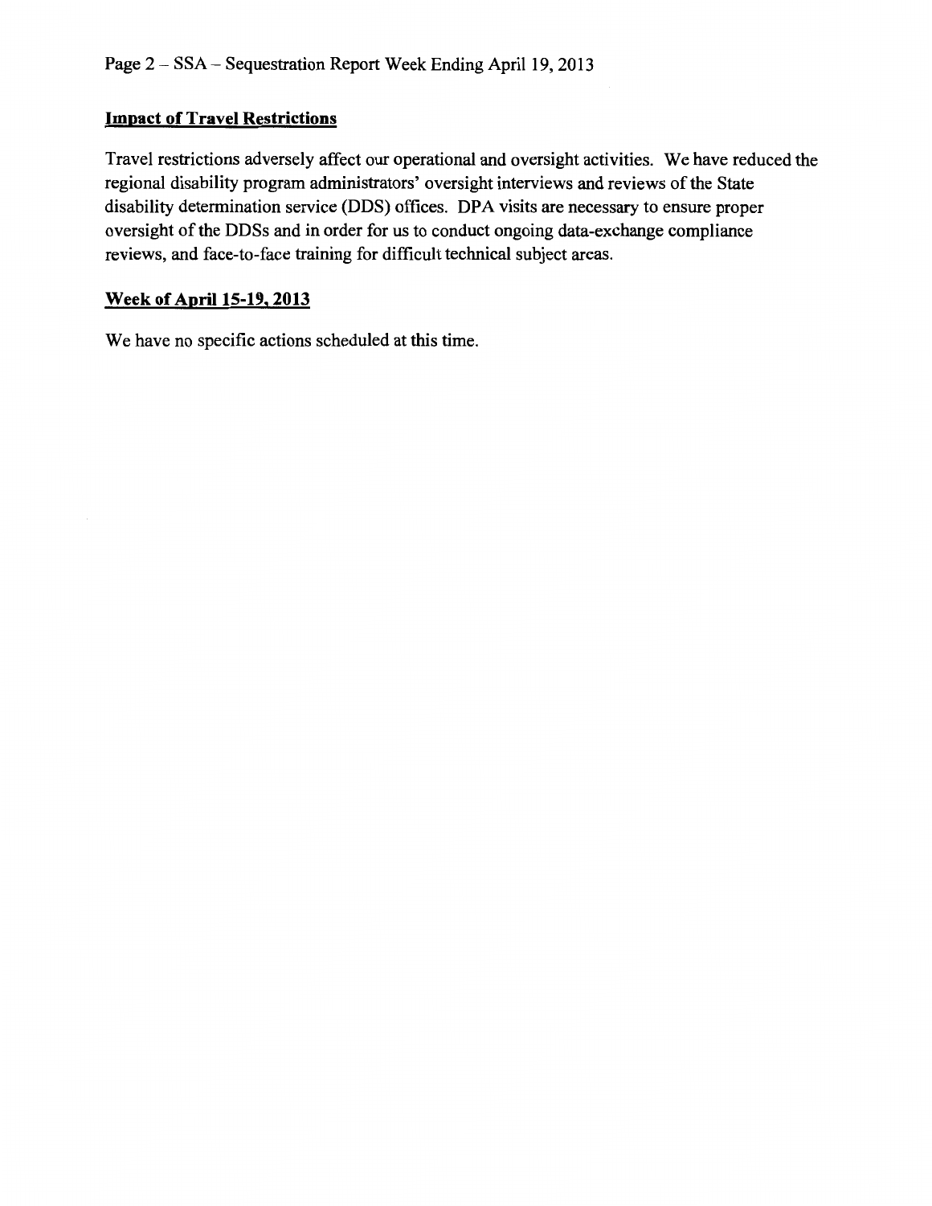## Impact of Travel Restrictions

Travel restrictions adversely affect our operational and oversight activities. We have reduced the regional disability program administrators' oversight interviews and reviews of the State disability determination service (DDS) offices. DPA visits are necessary to ensure proper oversight of the DDSs and in order for us to conduct ongoing data-exchange compliance reviews, and face-to-face training for difficult technical subject areas.

## Week of April 15-19, 2013

We have no specific actions scheduled at this time.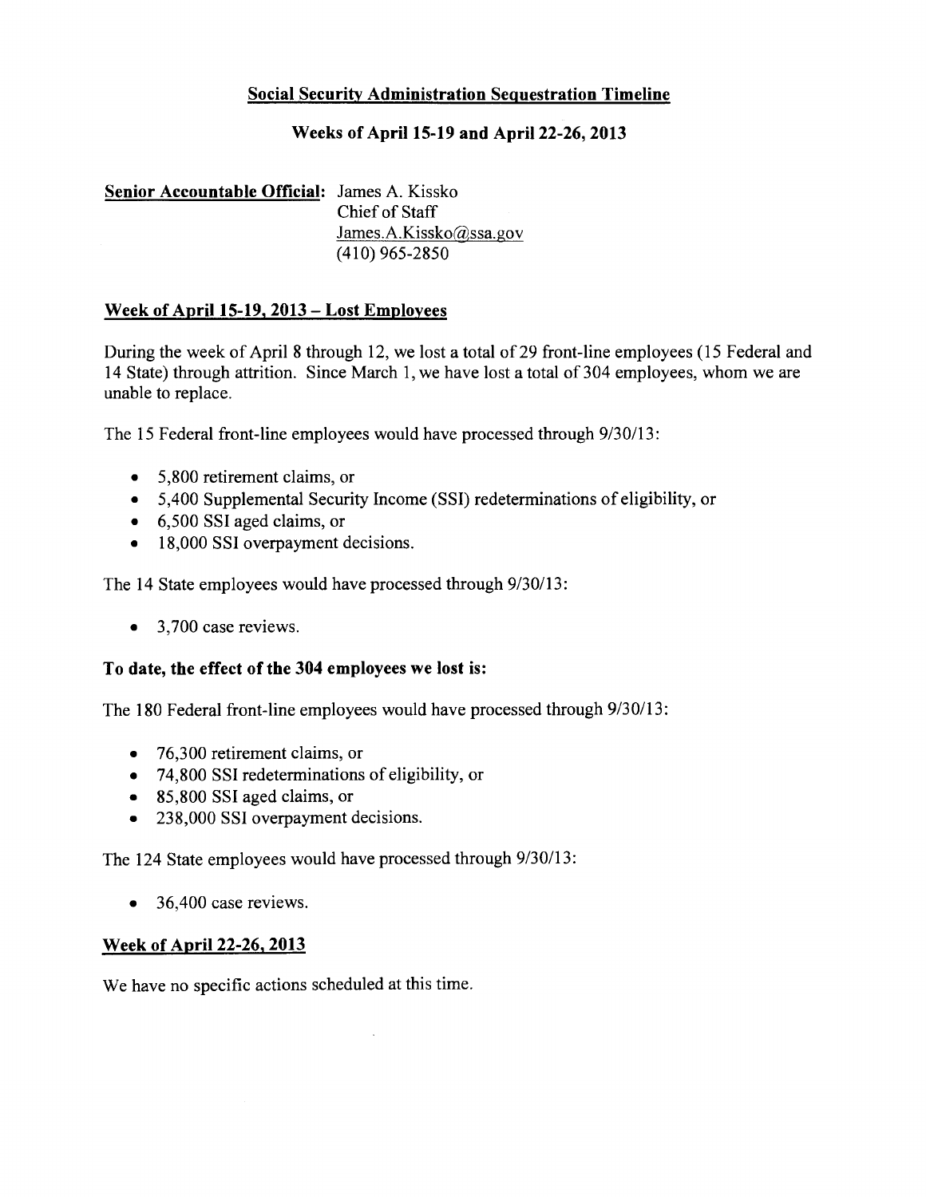## Social Security Administration Sequestration Timeline

## Weeks of April 15-19 and April 22-26, 2013

**Senior Accountable Official:** James A. Kissko
Chief of Staff
James.A.Kissko@ssa.gov
(410) 965-2850

### Week of April 15-19, 2013 – Lost Employees

During the week of April 8 through 12, we lost a total of 29 front-line employees (15 Federal and 14 State) through attrition. Since March 1, we have lost a total of 304 employees, whom we are unable to replace.

The 15 Federal front-line employees would have processed through 9/30/13:

- 5,800 retirement claims, or
- 5,400 Supplemental Security Income (SSI) redeterminations of eligibility, or
- 6,500 SSI aged claims, or
- 18,000 SSI overpayment decisions.

The 14 State employees would have processed through 9/30/13:

- 3,700 case reviews.

**To date, the effect of the 304 employees we lost is:**

The 180 Federal front-line employees would have processed through 9/30/13:

- 76,300 retirement claims, or
- 74,800 SSI redeterminations of eligibility, or
- 85,800 SSI aged claims, or
- 238,000 SSI overpayment decisions.

The 124 State employees would have processed through 9/30/13:

- 36,400 case reviews.

### Week of April 22-26, 2013

We have no specific actions scheduled at this time.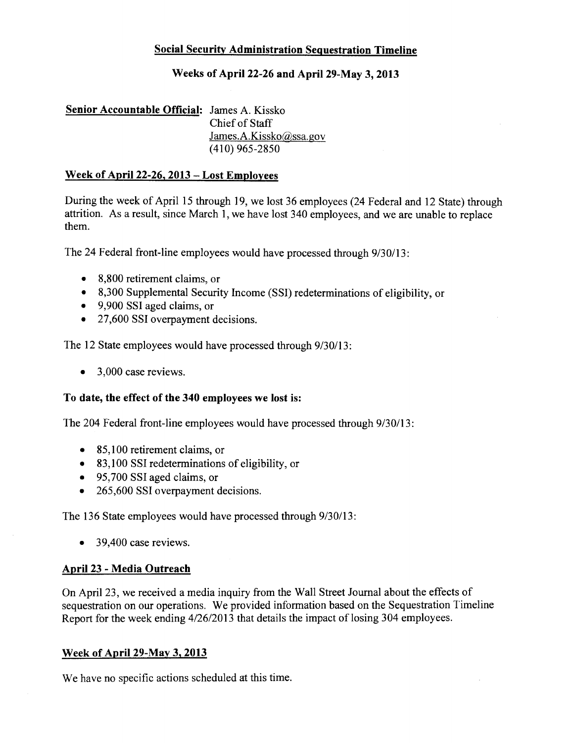## Social Security Administration Sequestration Timeline

### Weeks of April 22-26 and April 29-May 3, 2013

**Senior Accountable Official:** James A. Kissko
Chief of Staff
James.A.Kissko@ssa.gov
(410) 965-2850

### Week of April 22-26, 2013 – Lost Employees

During the week of April 15 through 19, we lost 36 employees (24 Federal and 12 State) through attrition. As a result, since March 1, we have lost 340 employees, and we are unable to replace them.

The 24 Federal front-line employees would have processed through 9/30/13:

- 8,800 retirement claims, or
- 8,300 Supplemental Security Income (SSI) redeterminations of eligibility, or
- 9,900 SSI aged claims, or
- 27,600 SSI overpayment decisions.

The 12 State employees would have processed through 9/30/13:

- 3,000 case reviews.

**To date, the effect of the 340 employees we lost is:**

The 204 Federal front-line employees would have processed through 9/30/13:

- 85,100 retirement claims, or
- 83,100 SSI redeterminations of eligibility, or
- 95,700 SSI aged claims, or
- 265,600 SSI overpayment decisions.

The 136 State employees would have processed through 9/30/13:

- 39,400 case reviews.

### April 23 - Media Outreach

On April 23, we received a media inquiry from the Wall Street Journal about the effects of sequestration on our operations. We provided information based on the Sequestration Timeline Report for the week ending 4/26/2013 that details the impact of losing 304 employees.

### Week of April 29-May 3, 2013

We have no specific actions scheduled at this time.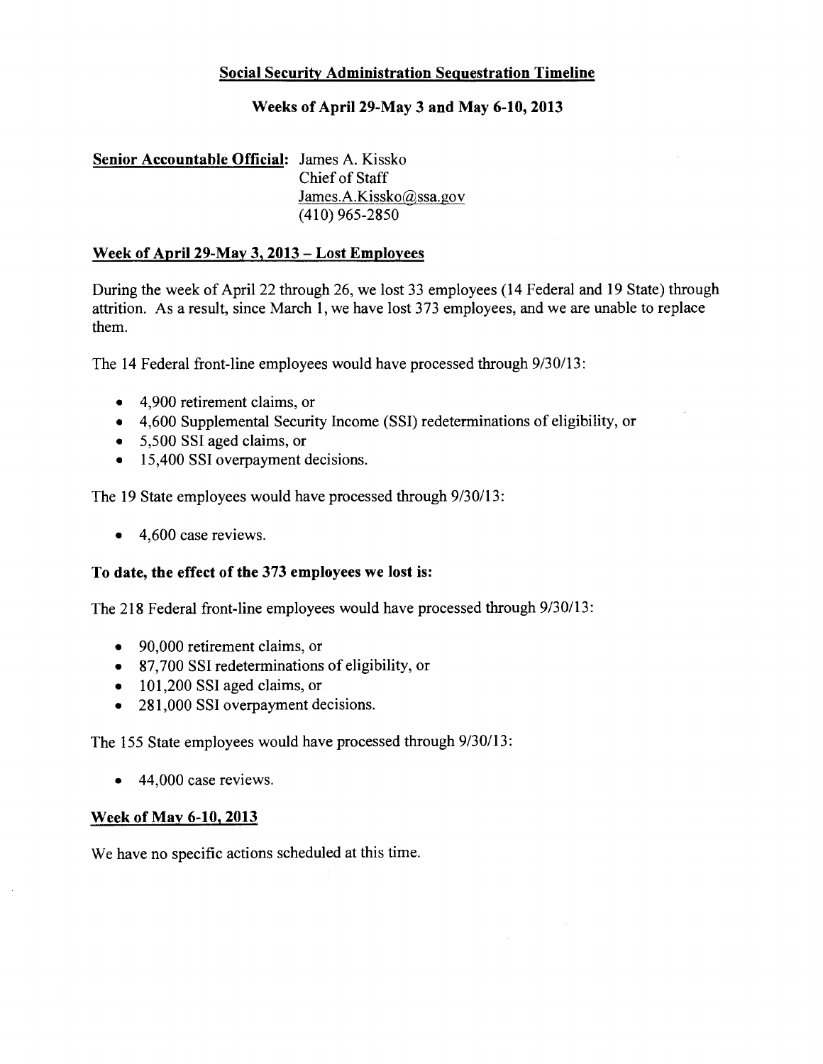## Social Security Administration Sequestration Timeline

### Weeks of April 29-May 3 and May 6-10, 2013

**Senior Accountable Official:** James A. Kissko
Chief of Staff
James.A.Kissko@ssa.gov
(410) 965-2850

### Week of April 29-May 3, 2013 – Lost Employees

During the week of April 22 through 26, we lost 33 employees (14 Federal and 19 State) through attrition. As a result, since March 1, we have lost 373 employees, and we are unable to replace them.

The 14 Federal front-line employees would have processed through 9/30/13:

- 4,900 retirement claims, or
- 4,600 Supplemental Security Income (SSI) redeterminations of eligibility, or
- 5,500 SSI aged claims, or
- 15,400 SSI overpayment decisions.

The 19 State employees would have processed through 9/30/13:

- 4,600 case reviews.

**To date, the effect of the 373 employees we lost is:**

The 218 Federal front-line employees would have processed through 9/30/13:

- 90,000 retirement claims, or
- 87,700 SSI redeterminations of eligibility, or
- 101,200 SSI aged claims, or
- 281,000 SSI overpayment decisions.

The 155 State employees would have processed through 9/30/13:

- 44,000 case reviews.

### Week of May 6-10, 2013

We have no specific actions scheduled at this time.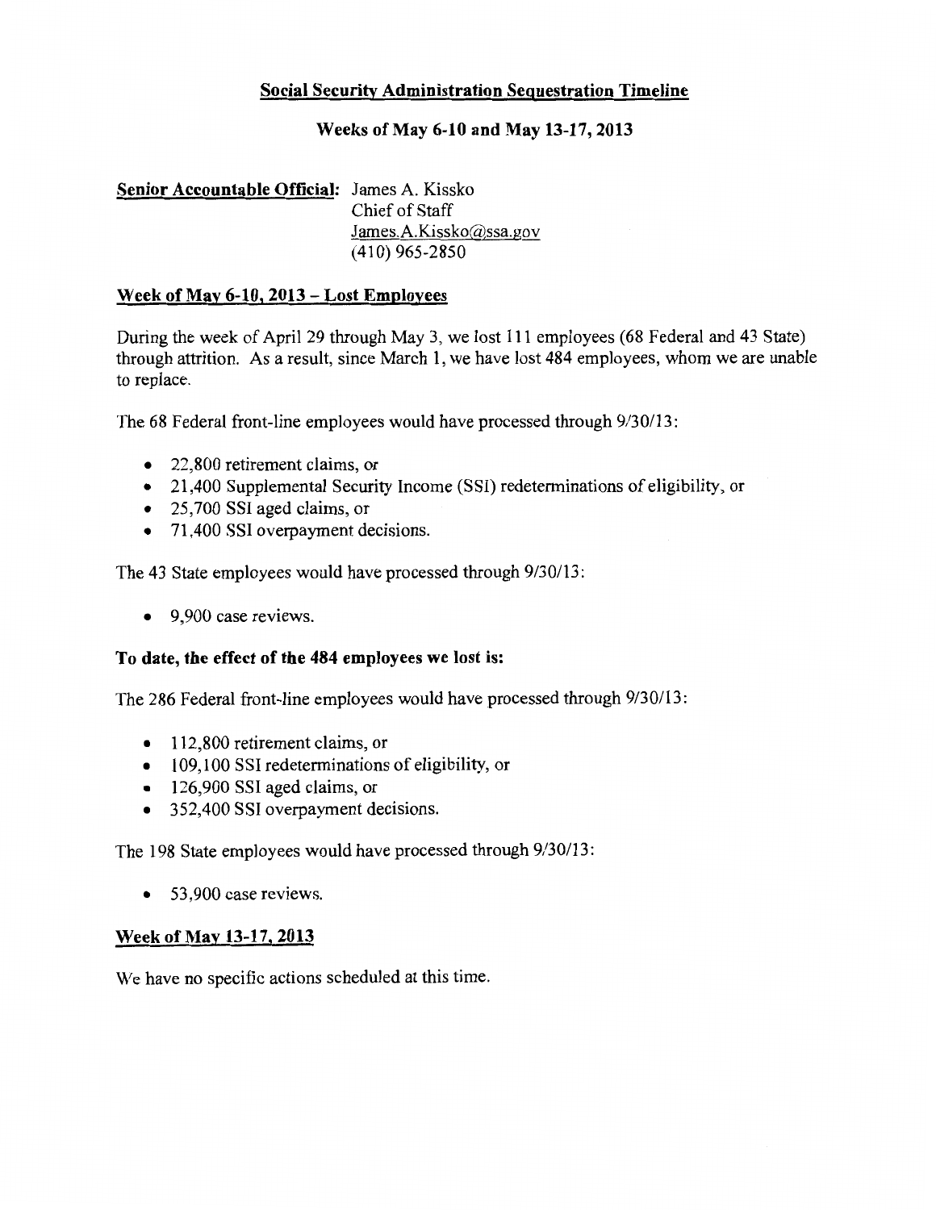## Social Security Administration Sequestration Timeline

### Weeks of May 6-10 and May 13-17, 2013

**Senior Accountable Official:** James A. Kissko
Chief of Staff
James.A.Kissko@ssa.gov
(410) 965-2850

### Week of May 6-10, 2013 – Lost Employees

During the week of April 29 through May 3, we lost 111 employees (68 Federal and 43 State) through attrition. As a result, since March 1, we have lost 484 employees, whom we are unable to replace.

The 68 Federal front-line employees would have processed through 9/30/13:

- 22,800 retirement claims, or
- 21,400 Supplemental Security Income (SSI) redeterminations of eligibility, or
- 25,700 SSI aged claims, or
- 71,400 SSI overpayment decisions.

The 43 State employees would have processed through 9/30/13:

- 9,900 case reviews.

**To date, the effect of the 484 employees we lost is:**

The 286 Federal front-line employees would have processed through 9/30/13:

- 112,800 retirement claims, or
- 109,100 SSI redeterminations of eligibility, or
- 126,900 SSI aged claims, or
- 352,400 SSI overpayment decisions.

The 198 State employees would have processed through 9/30/13:

- 53,900 case reviews.

### Week of May 13-17, 2013

We have no specific actions scheduled at this time.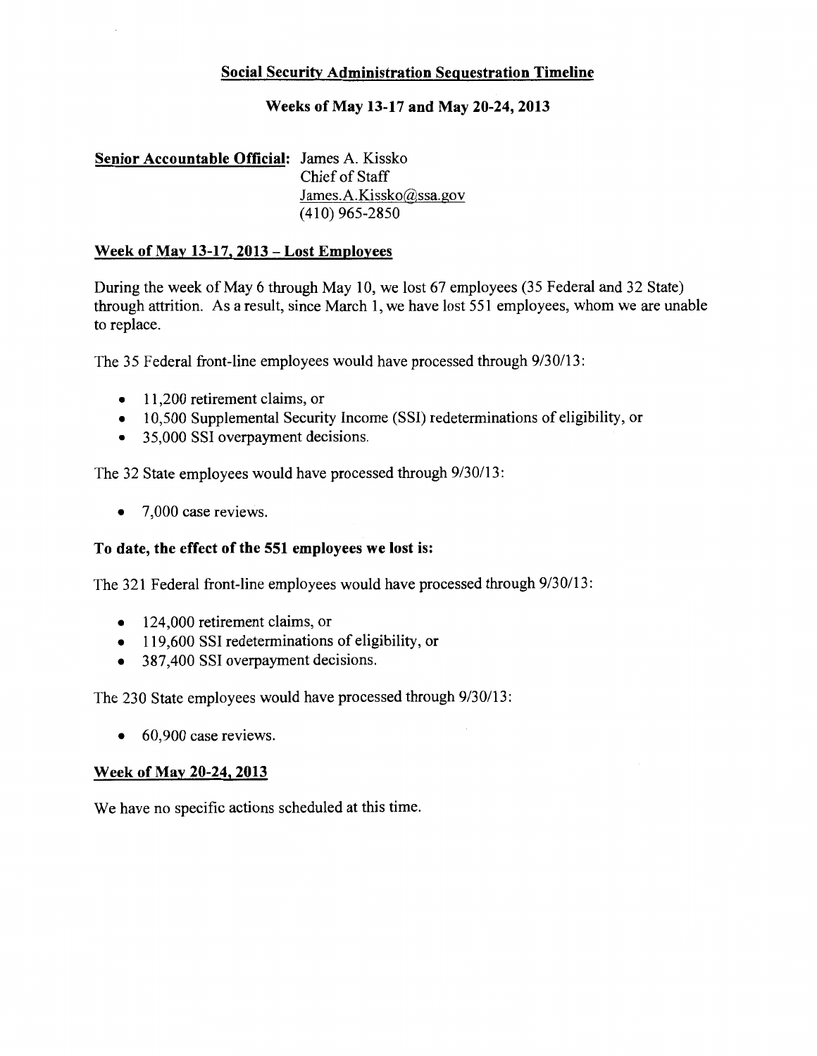# Social Security Administration Sequestration Timeline

## Weeks of May 13-17 and May 20-24, 2013

**Senior Accountable Official:** James A. Kissko
Chief of Staff
James.A.Kissko@ssa.gov
(410) 965-2850

### Week of May 13-17, 2013 – Lost Employees

During the week of May 6 through May 10, we lost 67 employees (35 Federal and 32 State) through attrition. As a result, since March 1, we have lost 551 employees, whom we are unable to replace.

The 35 Federal front-line employees would have processed through 9/30/13:

- 11,200 retirement claims, or
- 10,500 Supplemental Security Income (SSI) redeterminations of eligibility, or
- 35,000 SSI overpayment decisions.

The 32 State employees would have processed through 9/30/13:

- 7,000 case reviews.

**To date, the effect of the 551 employees we lost is:**

The 321 Federal front-line employees would have processed through 9/30/13:

- 124,000 retirement claims, or
- 119,600 SSI redeterminations of eligibility, or
- 387,400 SSI overpayment decisions.

The 230 State employees would have processed through 9/30/13:

- 60,900 case reviews.

### Week of May 20-24, 2013

We have no specific actions scheduled at this time.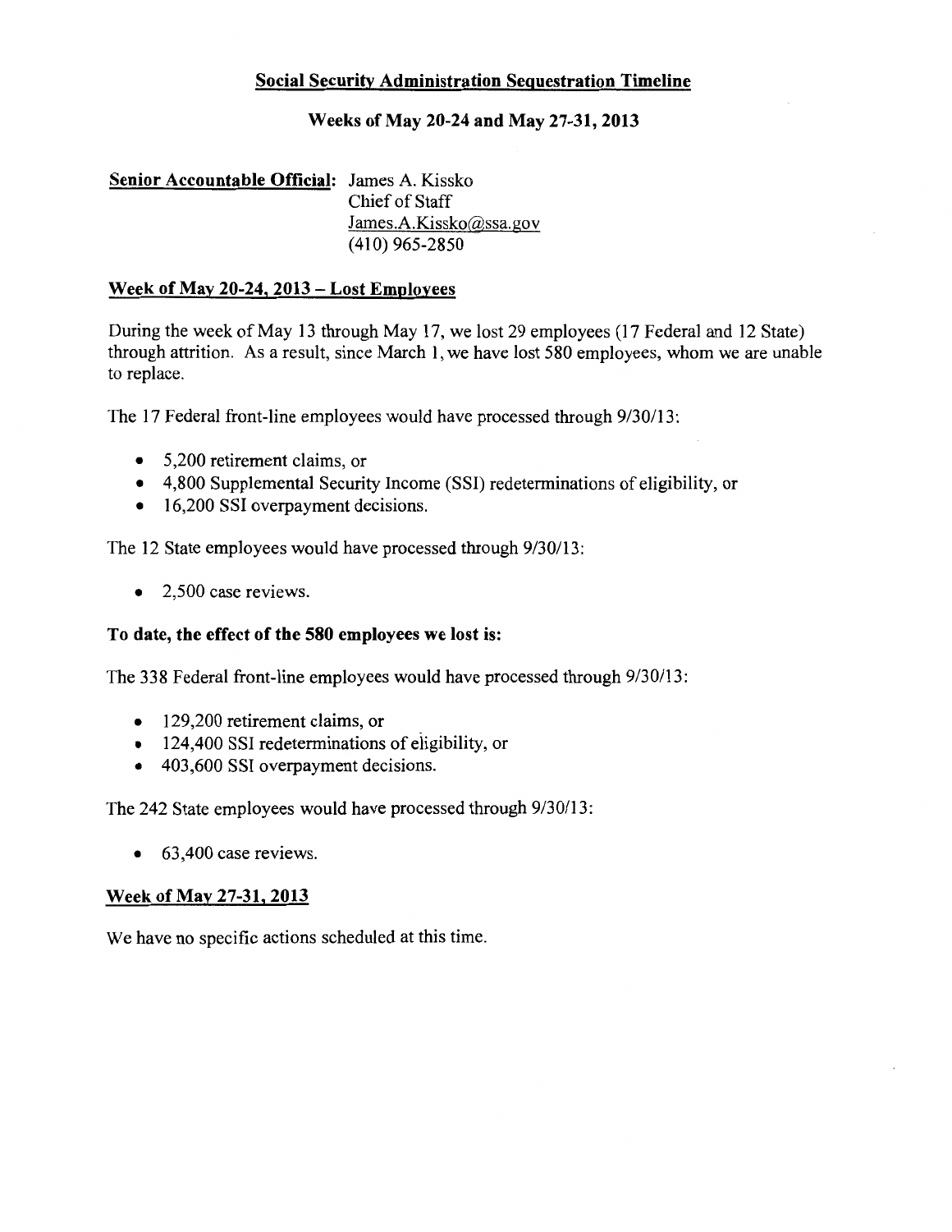## Social Security Administration Sequestration Timeline

### Weeks of May 20-24 and May 27-31, 2013

**Senior Accountable Official:** James A. Kissko
Chief of Staff
James.A.Kissko@ssa.gov
(410) 965-2850

### Week of May 20-24, 2013 – Lost Employees

During the week of May 13 through May 17, we lost 29 employees (17 Federal and 12 State) through attrition. As a result, since March 1, we have lost 580 employees, whom we are unable to replace.

The 17 Federal front-line employees would have processed through 9/30/13:

- 5,200 retirement claims, or
- 4,800 Supplemental Security Income (SSI) redeterminations of eligibility, or
- 16,200 SSI overpayment decisions.

The 12 State employees would have processed through 9/30/13:

- 2,500 case reviews.

**To date, the effect of the 580 employees we lost is:**

The 338 Federal front-line employees would have processed through 9/30/13:

- 129,200 retirement claims, or
- 124,400 SSI redeterminations of eligibility, or
- 403,600 SSI overpayment decisions.

The 242 State employees would have processed through 9/30/13:

- 63,400 case reviews.

### Week of May 27-31, 2013

We have no specific actions scheduled at this time.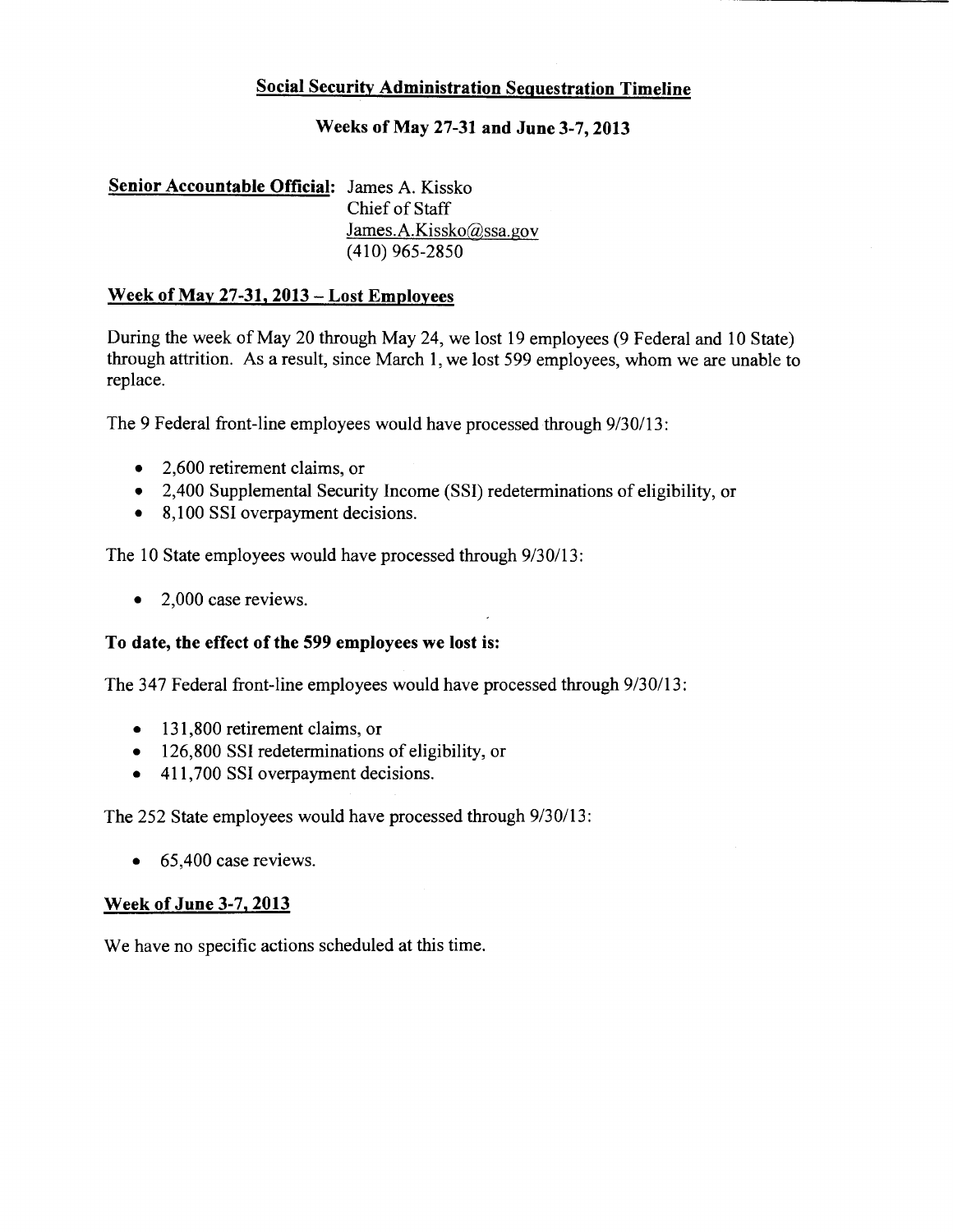## Social Security Administration Sequestration Timeline

### Weeks of May 27-31 and June 3-7, 2013

**Senior Accountable Official:** James A. Kissko
Chief of Staff
James.A.Kissko@ssa.gov
(410) 965-2850

### Week of May 27-31, 2013 – Lost Employees

During the week of May 20 through May 24, we lost 19 employees (9 Federal and 10 State) through attrition. As a result, since March 1, we lost 599 employees, whom we are unable to replace.

The 9 Federal front-line employees would have processed through 9/30/13:

- 2,600 retirement claims, or
- 2,400 Supplemental Security Income (SSI) redeterminations of eligibility, or
- 8,100 SSI overpayment decisions.

The 10 State employees would have processed through 9/30/13:

- 2,000 case reviews.

**To date, the effect of the 599 employees we lost is:**

The 347 Federal front-line employees would have processed through 9/30/13:

- 131,800 retirement claims, or
- 126,800 SSI redeterminations of eligibility, or
- 411,700 SSI overpayment decisions.

The 252 State employees would have processed through 9/30/13:

- 65,400 case reviews.

### Week of June 3-7, 2013

We have no specific actions scheduled at this time.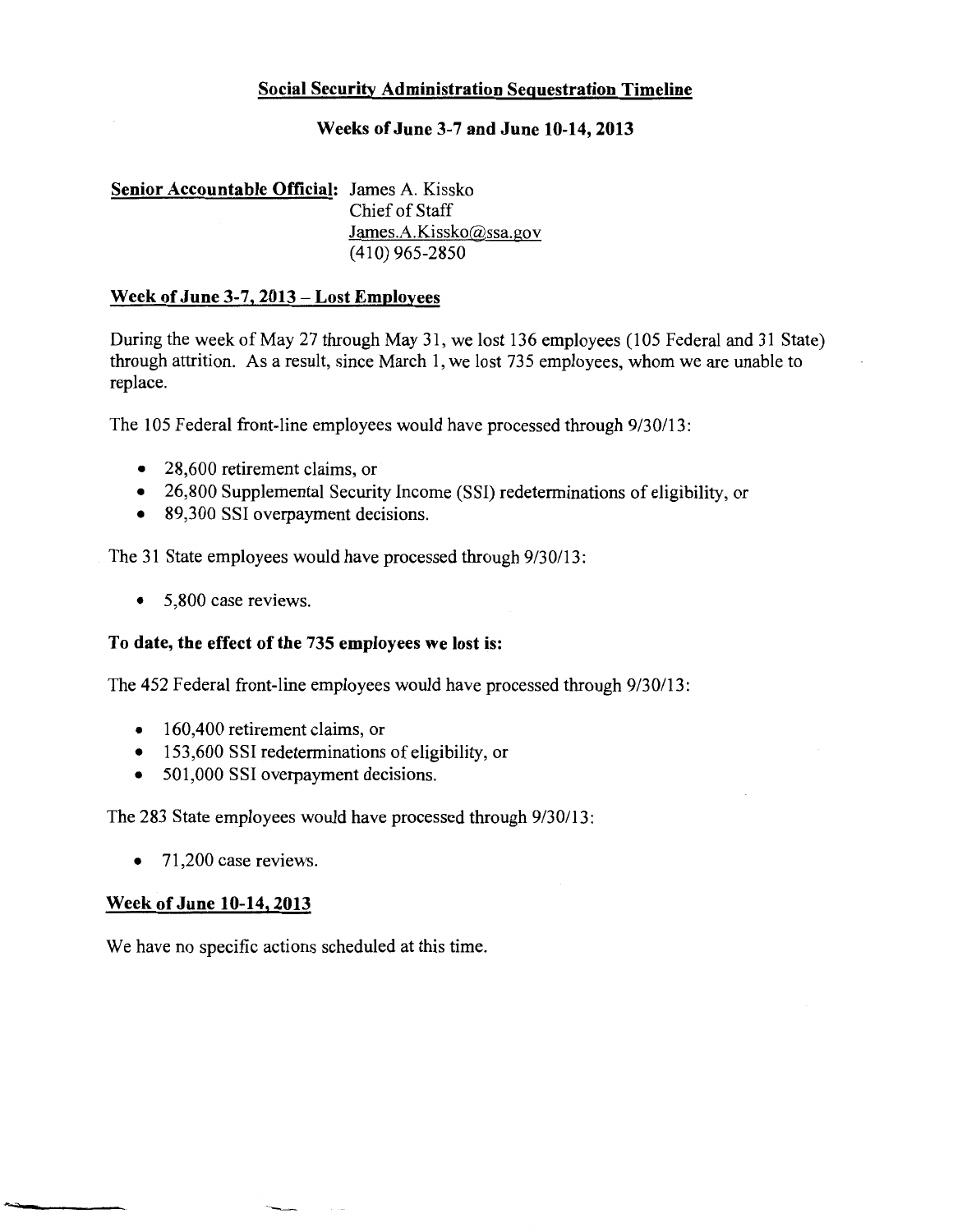## Social Security Administration Sequestration Timeline

### Weeks of June 3-7 and June 10-14, 2013

**Senior Accountable Official:** James A. Kissko
Chief of Staff
James.A.Kissko@ssa.gov
(410) 965-2850

### Week of June 3-7, 2013 – Lost Employees

During the week of May 27 through May 31, we lost 136 employees (105 Federal and 31 State) through attrition. As a result, since March 1, we lost 735 employees, whom we are unable to replace.

The 105 Federal front-line employees would have processed through 9/30/13:

- 28,600 retirement claims, or
- 26,800 Supplemental Security Income (SSI) redeterminations of eligibility, or
- 89,300 SSI overpayment decisions.

The 31 State employees would have processed through 9/30/13:

- 5,800 case reviews.

**To date, the effect of the 735 employees we lost is:**

The 452 Federal front-line employees would have processed through 9/30/13:

- 160,400 retirement claims, or
- 153,600 SSI redeterminations of eligibility, or
- 501,000 SSI overpayment decisions.

The 283 State employees would have processed through 9/30/13:

- 71,200 case reviews.

### Week of June 10-14, 2013

We have no specific actions scheduled at this time.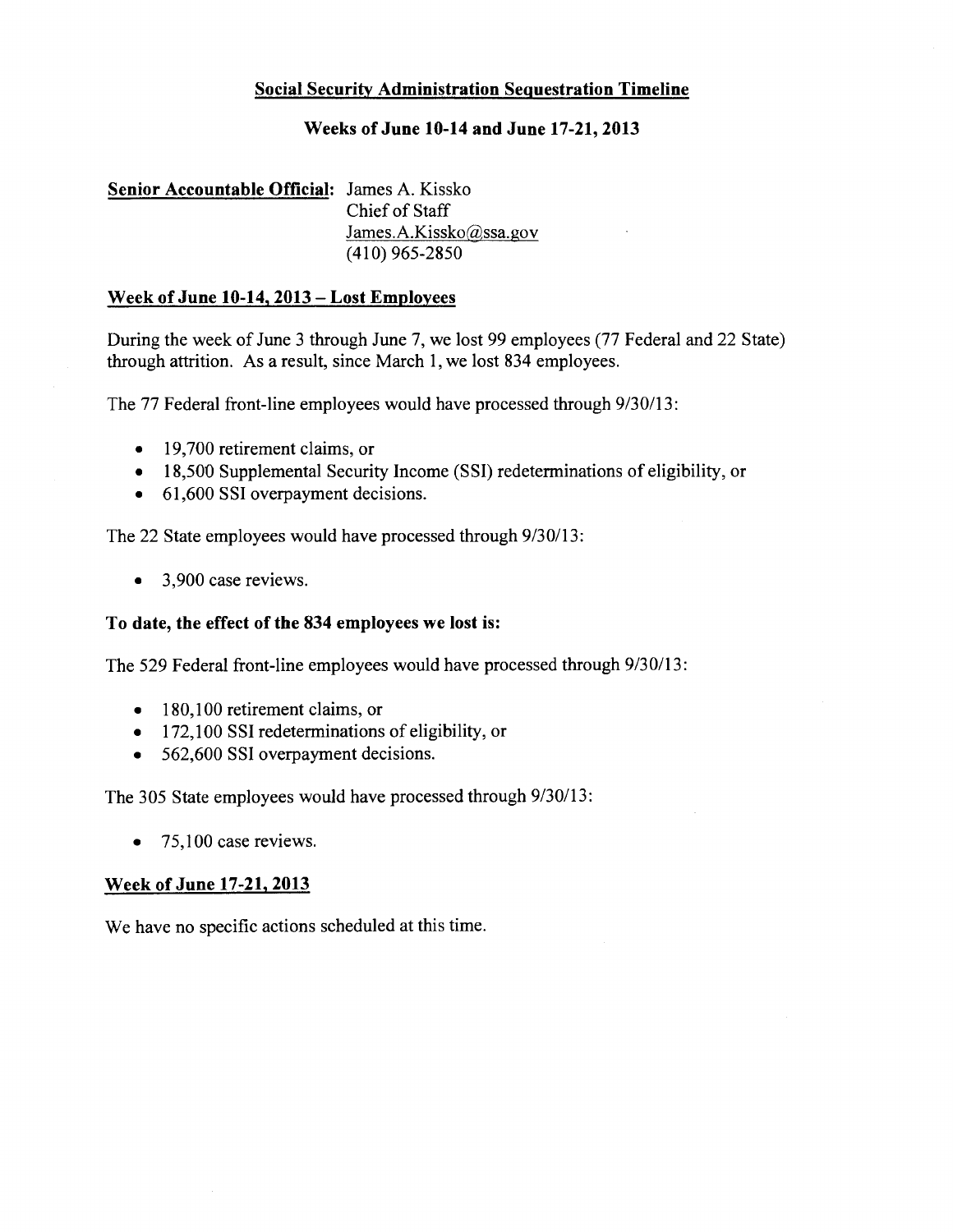## Social Security Administration Sequestration Timeline

### Weeks of June 10-14 and June 17-21, 2013

**Senior Accountable Official:** James A. Kissko
Chief of Staff
James.A.Kissko@ssa.gov
(410) 965-2850

### Week of June 10-14, 2013 – Lost Employees

During the week of June 3 through June 7, we lost 99 employees (77 Federal and 22 State) through attrition. As a result, since March 1, we lost 834 employees.

The 77 Federal front-line employees would have processed through 9/30/13:

- 19,700 retirement claims, or
- 18,500 Supplemental Security Income (SSI) redeterminations of eligibility, or
- 61,600 SSI overpayment decisions.

The 22 State employees would have processed through 9/30/13:

- 3,900 case reviews.

**To date, the effect of the 834 employees we lost is:**

The 529 Federal front-line employees would have processed through 9/30/13:

- 180,100 retirement claims, or
- 172,100 SSI redeterminations of eligibility, or
- 562,600 SSI overpayment decisions.

The 305 State employees would have processed through 9/30/13:

- 75,100 case reviews.

### Week of June 17-21, 2013

We have no specific actions scheduled at this time.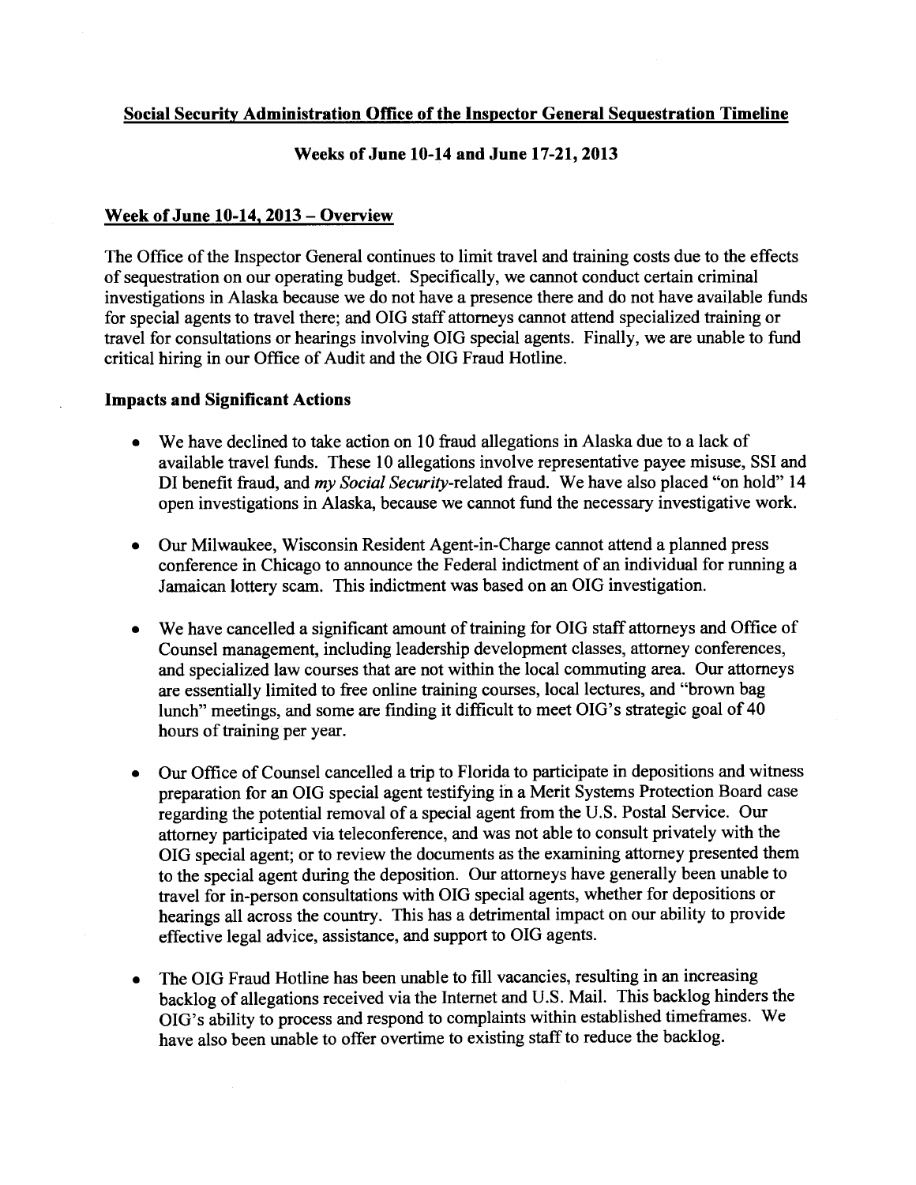# Social Security Administration Office of the Inspector General Sequestration Timeline

## Weeks of June 10-14 and June 17-21, 2013

## Week of June 10-14, 2013 – Overview

The Office of the Inspector General continues to limit travel and training costs due to the effects of sequestration on our operating budget. Specifically, we cannot conduct certain criminal investigations in Alaska because we do not have a presence there and do not have available funds for special agents to travel there; and OIG staff attorneys cannot attend specialized training or travel for consultations or hearings involving OIG special agents. Finally, we are unable to fund critical hiring in our Office of Audit and the OIG Fraud Hotline.

### Impacts and Significant Actions

- We have declined to take action on 10 fraud allegations in Alaska due to a lack of available travel funds. These 10 allegations involve representative payee misuse, SSI and DI benefit fraud, and *my Social Security*-related fraud. We have also placed "on hold" 14 open investigations in Alaska, because we cannot fund the necessary investigative work.
- Our Milwaukee, Wisconsin Resident Agent-in-Charge cannot attend a planned press conference in Chicago to announce the Federal indictment of an individual for running a Jamaican lottery scam. This indictment was based on an OIG investigation.
- We have cancelled a significant amount of training for OIG staff attorneys and Office of Counsel management, including leadership development classes, attorney conferences, and specialized law courses that are not within the local commuting area. Our attorneys are essentially limited to free online training courses, local lectures, and "brown bag lunch" meetings, and some are finding it difficult to meet OIG's strategic goal of 40 hours of training per year.
- Our Office of Counsel cancelled a trip to Florida to participate in depositions and witness preparation for an OIG special agent testifying in a Merit Systems Protection Board case regarding the potential removal of a special agent from the U.S. Postal Service. Our attorney participated via teleconference, and was not able to consult privately with the OIG special agent; or to review the documents as the examining attorney presented them to the special agent during the deposition. Our attorneys have generally been unable to travel for in-person consultations with OIG special agents, whether for depositions or hearings all across the country. This has a detrimental impact on our ability to provide effective legal advice, assistance, and support to OIG agents.
- The OIG Fraud Hotline has been unable to fill vacancies, resulting in an increasing backlog of allegations received via the Internet and U.S. Mail. This backlog hinders the OIG's ability to process and respond to complaints within established timeframes. We have also been unable to offer overtime to existing staff to reduce the backlog.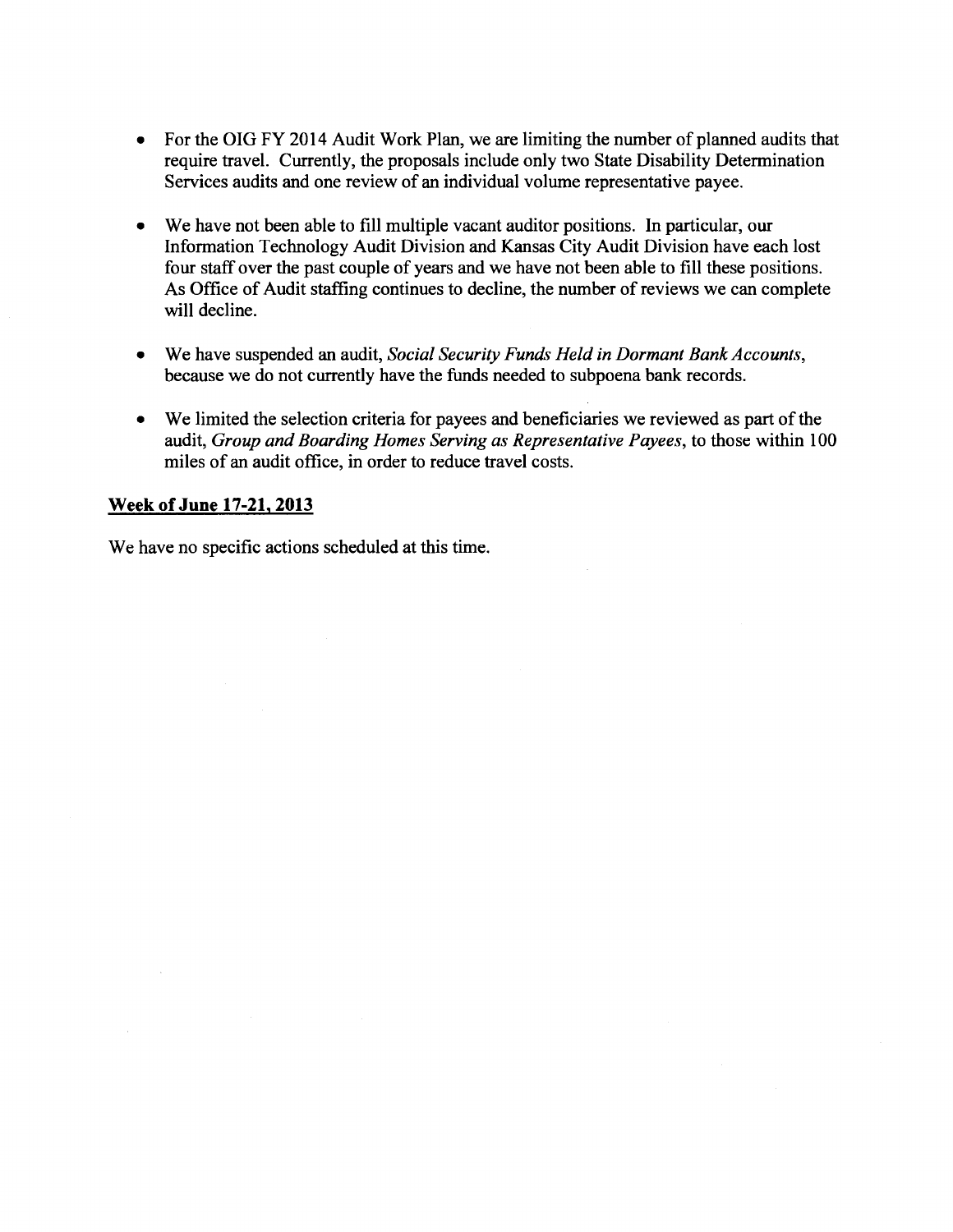- For the OIG FY 2014 Audit Work Plan, we are limiting the number of planned audits that require travel. Currently, the proposals include only two State Disability Determination Services audits and one review of an individual volume representative payee.

- We have not been able to fill multiple vacant auditor positions. In particular, our Information Technology Audit Division and Kansas City Audit Division have each lost four staff over the past couple of years and we have not been able to fill these positions. As Office of Audit staffing continues to decline, the number of reviews we can complete will decline.

- We have suspended an audit, *Social Security Funds Held in Dormant Bank Accounts*, because we do not currently have the funds needed to subpoena bank records.

- We limited the selection criteria for payees and beneficiaries we reviewed as part of the audit, *Group and Boarding Homes Serving as Representative Payees*, to those within 100 miles of an audit office, in order to reduce travel costs.

**Week of June 17-21, 2013**

We have no specific actions scheduled at this time.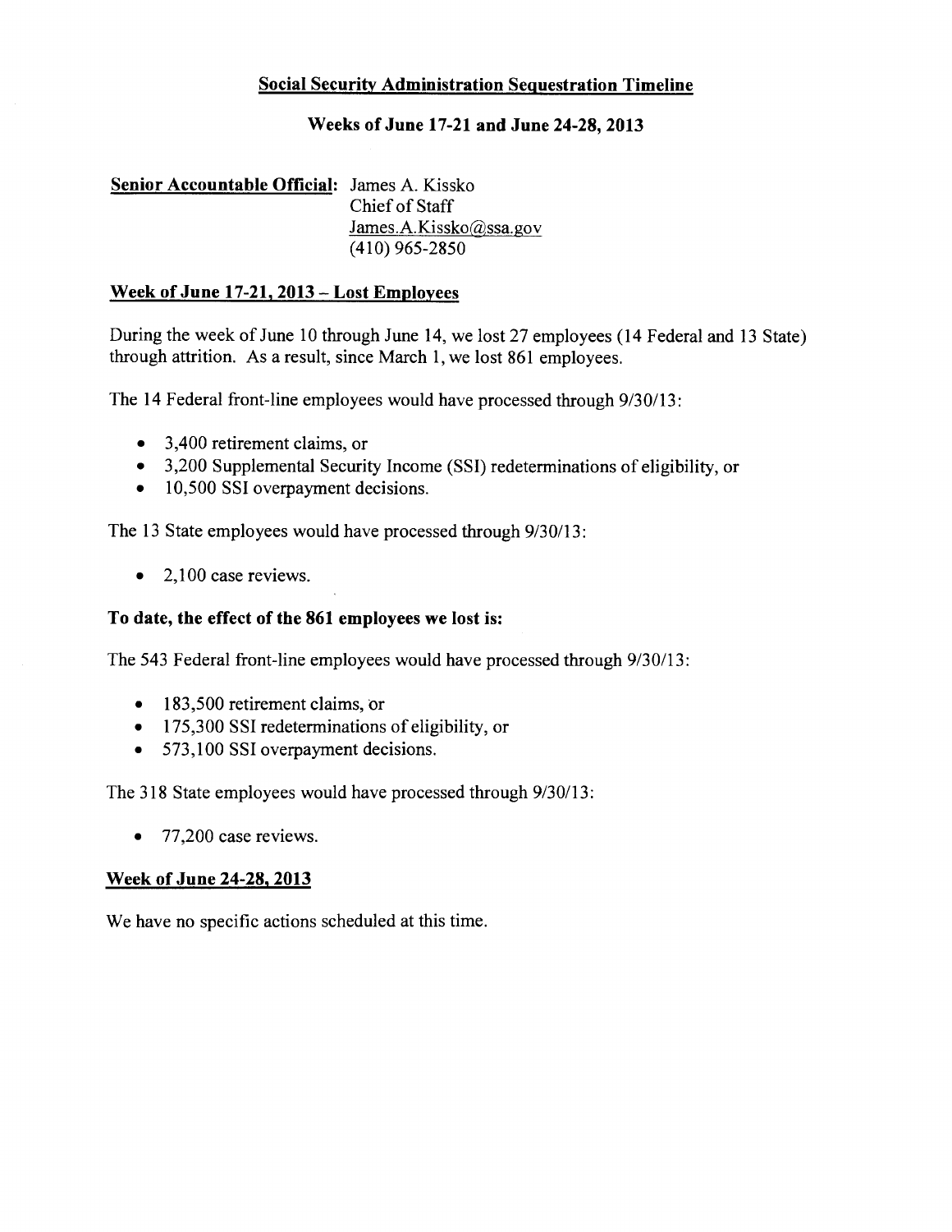## Social Security Administration Sequestration Timeline

### Weeks of June 17-21 and June 24-28, 2013

**Senior Accountable Official:** James A. Kissko
Chief of Staff
James.A.Kissko@ssa.gov
(410) 965-2850

### Week of June 17-21, 2013 – Lost Employees

During the week of June 10 through June 14, we lost 27 employees (14 Federal and 13 State) through attrition. As a result, since March 1, we lost 861 employees.

The 14 Federal front-line employees would have processed through 9/30/13:

- 3,400 retirement claims, or
- 3,200 Supplemental Security Income (SSI) redeterminations of eligibility, or
- 10,500 SSI overpayment decisions.

The 13 State employees would have processed through 9/30/13:

- 2,100 case reviews.

**To date, the effect of the 861 employees we lost is:**

The 543 Federal front-line employees would have processed through 9/30/13:

- 183,500 retirement claims, or
- 175,300 SSI redeterminations of eligibility, or
- 573,100 SSI overpayment decisions.

The 318 State employees would have processed through 9/30/13:

- 77,200 case reviews.

### Week of June 24-28, 2013

We have no specific actions scheduled at this time.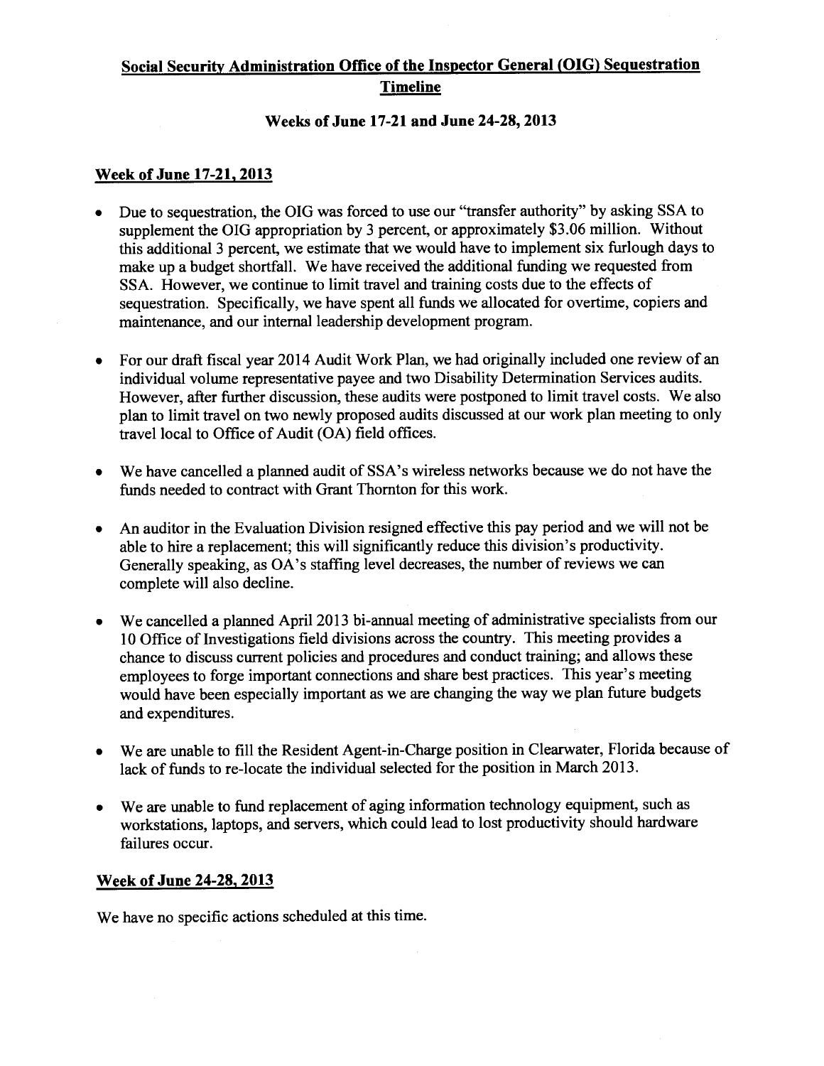# Social Security Administration Office of the Inspector General (OIG) Sequestration Timeline

## Weeks of June 17-21 and June 24-28, 2013

### Week of June 17-21, 2013

- Due to sequestration, the OIG was forced to use our "transfer authority" by asking SSA to supplement the OIG appropriation by 3 percent, or approximately $3.06 million. Without this additional 3 percent, we estimate that we would have to implement six furlough days to make up a budget shortfall. We have received the additional funding we requested from SSA. However, we continue to limit travel and training costs due to the effects of sequestration. Specifically, we have spent all funds we allocated for overtime, copiers and maintenance, and our internal leadership development program.

- For our draft fiscal year 2014 Audit Work Plan, we had originally included one review of an individual volume representative payee and two Disability Determination Services audits. However, after further discussion, these audits were postponed to limit travel costs. We also plan to limit travel on two newly proposed audits discussed at our work plan meeting to only travel local to Office of Audit (OA) field offices.

- We have cancelled a planned audit of SSA's wireless networks because we do not have the funds needed to contract with Grant Thornton for this work.

- An auditor in the Evaluation Division resigned effective this pay period and we will not be able to hire a replacement; this will significantly reduce this division's productivity. Generally speaking, as OA's staffing level decreases, the number of reviews we can complete will also decline.

- We cancelled a planned April 2013 bi-annual meeting of administrative specialists from our 10 Office of Investigations field divisions across the country. This meeting provides a chance to discuss current policies and procedures and conduct training; and allows these employees to forge important connections and share best practices. This year's meeting would have been especially important as we are changing the way we plan future budgets and expenditures.

- We are unable to fill the Resident Agent-in-Charge position in Clearwater, Florida because of lack of funds to re-locate the individual selected for the position in March 2013.

- We are unable to fund replacement of aging information technology equipment, such as workstations, laptops, and servers, which could lead to lost productivity should hardware failures occur.

### Week of June 24-28, 2013

We have no specific actions scheduled at this time.